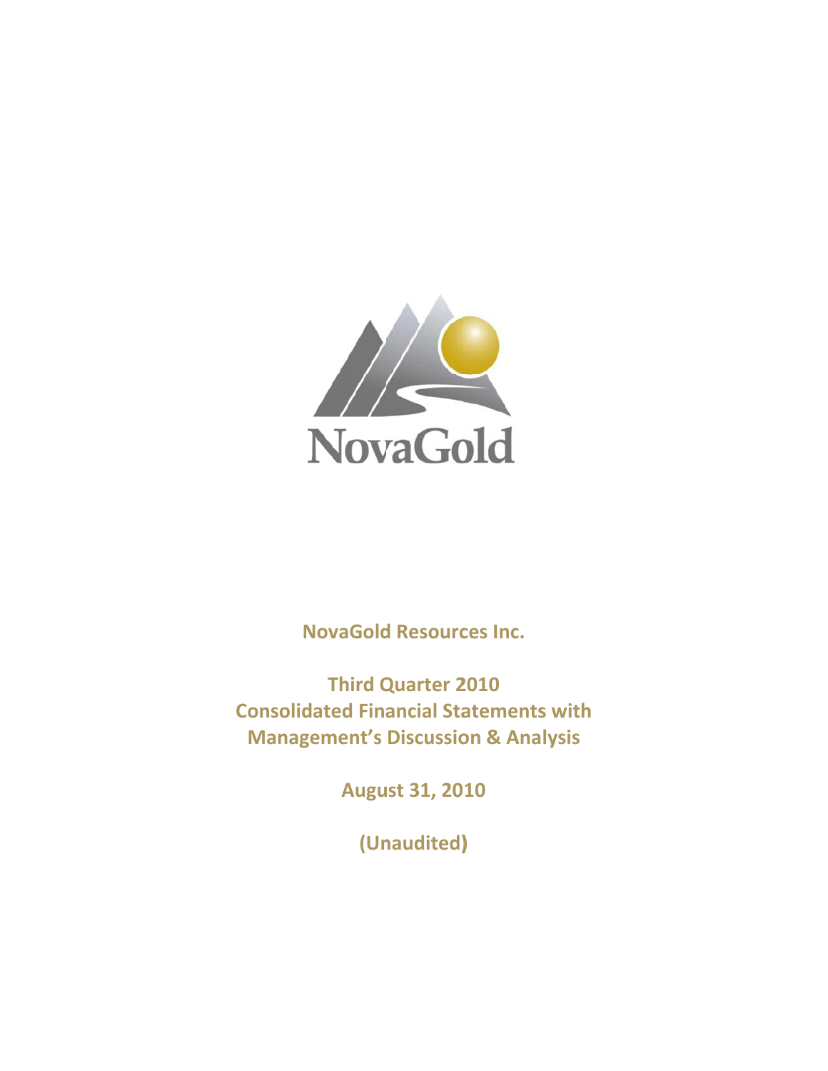NovaGold

**NovaGold Resources Inc.**

**Third Quarter 2010**
**Consolidated Financial Statements with**
**Management's Discussion & Analysis**

**August 31, 2010**

**(Unaudited)**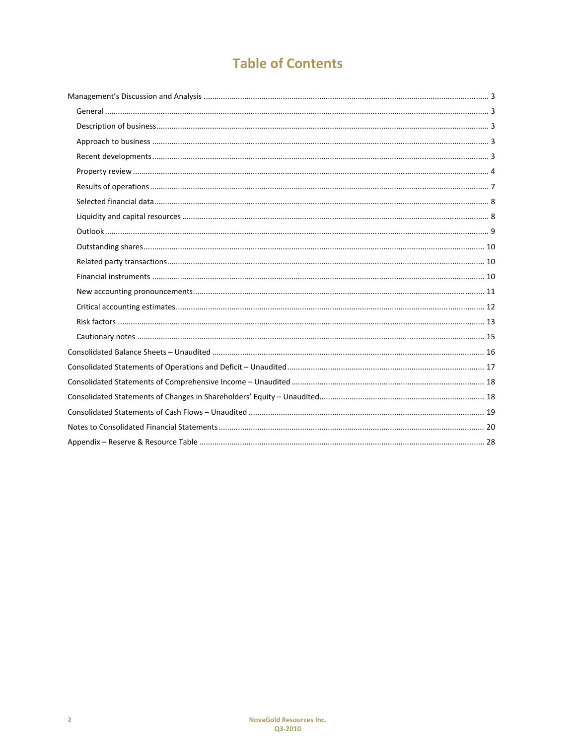# Table of Contents

- Management's Discussion and Analysis ..... 3
  - General ..... 3
  - Description of business ..... 3
  - Approach to business ..... 3
  - Recent developments ..... 3
  - Property review ..... 4
  - Results of operations ..... 7
  - Selected financial data ..... 8
  - Liquidity and capital resources ..... 8
  - Outlook ..... 9
  - Outstanding shares ..... 10
  - Related party transactions ..... 10
  - Financial instruments ..... 10
  - New accounting pronouncements ..... 11
  - Critical accounting estimates ..... 12
  - Risk factors ..... 13
  - Cautionary notes ..... 15
- Consolidated Balance Sheets – Unaudited ..... 16
- Consolidated Statements of Operations and Deficit – Unaudited ..... 17
- Consolidated Statements of Comprehensive Income – Unaudited ..... 18
- Consolidated Statements of Changes in Shareholders' Equity – Unaudited ..... 18
- Consolidated Statements of Cash Flows – Unaudited ..... 19
- Notes to Consolidated Financial Statements ..... 20
- Appendix – Reserve & Resource Table ..... 28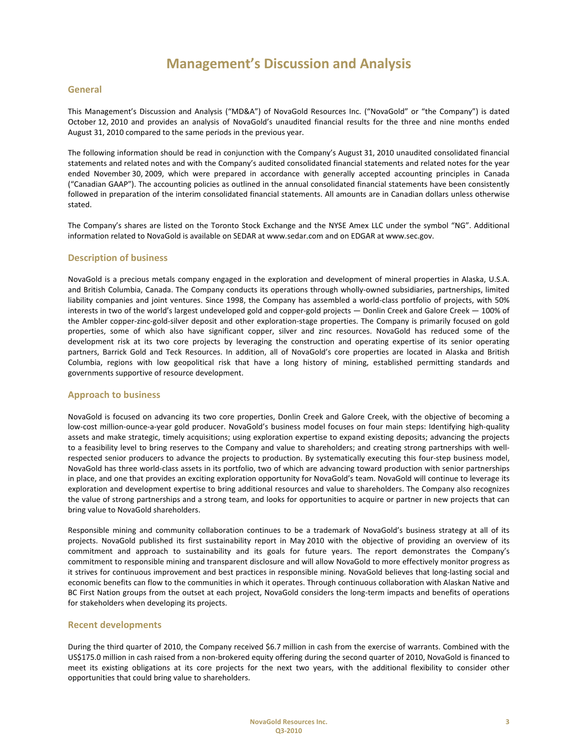# Management's Discussion and Analysis

## General

This Management's Discussion and Analysis ("MD&A") of NovaGold Resources Inc. ("NovaGold" or "the Company") is dated October 12, 2010 and provides an analysis of NovaGold's unaudited financial results for the three and nine months ended August 31, 2010 compared to the same periods in the previous year.

The following information should be read in conjunction with the Company's August 31, 2010 unaudited consolidated financial statements and related notes and with the Company's audited consolidated financial statements and related notes for the year ended November 30, 2009, which were prepared in accordance with generally accepted accounting principles in Canada ("Canadian GAAP"). The accounting policies as outlined in the annual consolidated financial statements have been consistently followed in preparation of the interim consolidated financial statements. All amounts are in Canadian dollars unless otherwise stated.

The Company's shares are listed on the Toronto Stock Exchange and the NYSE Amex LLC under the symbol "NG". Additional information related to NovaGold is available on SEDAR at www.sedar.com and on EDGAR at www.sec.gov.

## Description of business

NovaGold is a precious metals company engaged in the exploration and development of mineral properties in Alaska, U.S.A. and British Columbia, Canada. The Company conducts its operations through wholly-owned subsidiaries, partnerships, limited liability companies and joint ventures. Since 1998, the Company has assembled a world-class portfolio of projects, with 50% interests in two of the world's largest undeveloped gold and copper-gold projects — Donlin Creek and Galore Creek — 100% of the Ambler copper-zinc-gold-silver deposit and other exploration-stage properties. The Company is primarily focused on gold properties, some of which also have significant copper, silver and zinc resources. NovaGold has reduced some of the development risk at its two core projects by leveraging the construction and operating expertise of its senior operating partners, Barrick Gold and Teck Resources. In addition, all of NovaGold's core properties are located in Alaska and British Columbia, regions with low geopolitical risk that have a long history of mining, established permitting standards and governments supportive of resource development.

## Approach to business

NovaGold is focused on advancing its two core properties, Donlin Creek and Galore Creek, with the objective of becoming a low-cost million-ounce-a-year gold producer. NovaGold's business model focuses on four main steps: Identifying high-quality assets and make strategic, timely acquisitions; using exploration expertise to expand existing deposits; advancing the projects to a feasibility level to bring reserves to the Company and value to shareholders; and creating strong partnerships with well-respected senior producers to advance the projects to production. By systematically executing this four-step business model, NovaGold has three world-class assets in its portfolio, two of which are advancing toward production with senior partnerships in place, and one that provides an exciting exploration opportunity for NovaGold's team. NovaGold will continue to leverage its exploration and development expertise to bring additional resources and value to shareholders. The Company also recognizes the value of strong partnerships and a strong team, and looks for opportunities to acquire or partner in new projects that can bring value to NovaGold shareholders.

Responsible mining and community collaboration continues to be a trademark of NovaGold's business strategy at all of its projects. NovaGold published its first sustainability report in May 2010 with the objective of providing an overview of its commitment and approach to sustainability and its goals for future years. The report demonstrates the Company's commitment to responsible mining and transparent disclosure and will allow NovaGold to more effectively monitor progress as it strives for continuous improvement and best practices in responsible mining. NovaGold believes that long-lasting social and economic benefits can flow to the communities in which it operates. Through continuous collaboration with Alaskan Native and BC First Nation groups from the outset at each project, NovaGold considers the long-term impacts and benefits of operations for stakeholders when developing its projects.

## Recent developments

During the third quarter of 2010, the Company received $6.7 million in cash from the exercise of warrants. Combined with the US$175.0 million in cash raised from a non-brokered equity offering during the second quarter of 2010, NovaGold is financed to meet its existing obligations at its core projects for the next two years, with the additional flexibility to consider other opportunities that could bring value to shareholders.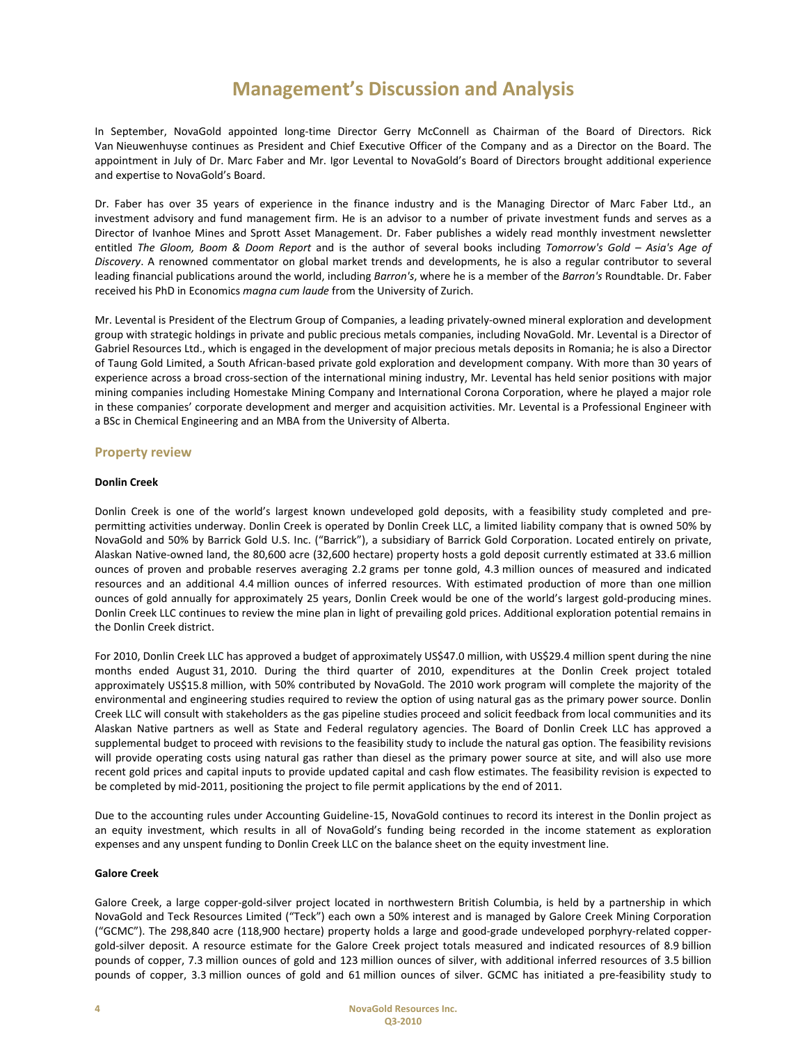# Management's Discussion and Analysis

In September, NovaGold appointed long-time Director Gerry McConnell as Chairman of the Board of Directors. Rick Van Nieuwenhuyse continues as President and Chief Executive Officer of the Company and as a Director on the Board. The appointment in July of Dr. Marc Faber and Mr. Igor Levental to NovaGold's Board of Directors brought additional experience and expertise to NovaGold's Board.

Dr. Faber has over 35 years of experience in the finance industry and is the Managing Director of Marc Faber Ltd., an investment advisory and fund management firm. He is an advisor to a number of private investment funds and serves as a Director of Ivanhoe Mines and Sprott Asset Management. Dr. Faber publishes a widely read monthly investment newsletter entitled *The Gloom, Boom & Doom Report* and is the author of several books including *Tomorrow's Gold – Asia's Age of Discovery*. A renowned commentator on global market trends and developments, he is also a regular contributor to several leading financial publications around the world, including *Barron's*, where he is a member of the *Barron's* Roundtable. Dr. Faber received his PhD in Economics *magna cum laude* from the University of Zurich.

Mr. Levental is President of the Electrum Group of Companies, a leading privately-owned mineral exploration and development group with strategic holdings in private and public precious metals companies, including NovaGold. Mr. Levental is a Director of Gabriel Resources Ltd., which is engaged in the development of major precious metals deposits in Romania; he is also a Director of Taung Gold Limited, a South African-based private gold exploration and development company. With more than 30 years of experience across a broad cross-section of the international mining industry, Mr. Levental has held senior positions with major mining companies including Homestake Mining Company and International Corona Corporation, where he played a major role in these companies' corporate development and merger and acquisition activities. Mr. Levental is a Professional Engineer with a BSc in Chemical Engineering and an MBA from the University of Alberta.

## Property review

**Donlin Creek**

Donlin Creek is one of the world's largest known undeveloped gold deposits, with a feasibility study completed and pre-permitting activities underway. Donlin Creek is operated by Donlin Creek LLC, a limited liability company that is owned 50% by NovaGold and 50% by Barrick Gold U.S. Inc. ("Barrick"), a subsidiary of Barrick Gold Corporation. Located entirely on private, Alaskan Native-owned land, the 80,600 acre (32,600 hectare) property hosts a gold deposit currently estimated at 33.6 million ounces of proven and probable reserves averaging 2.2 grams per tonne gold, 4.3 million ounces of measured and indicated resources and an additional 4.4 million ounces of inferred resources. With estimated production of more than one million ounces of gold annually for approximately 25 years, Donlin Creek would be one of the world's largest gold-producing mines. Donlin Creek LLC continues to review the mine plan in light of prevailing gold prices. Additional exploration potential remains in the Donlin Creek district.

For 2010, Donlin Creek LLC has approved a budget of approximately US$47.0 million, with US$29.4 million spent during the nine months ended August 31, 2010. During the third quarter of 2010, expenditures at the Donlin Creek project totaled approximately US$15.8 million, with 50% contributed by NovaGold. The 2010 work program will complete the majority of the environmental and engineering studies required to review the option of using natural gas as the primary power source. Donlin Creek LLC will consult with stakeholders as the gas pipeline studies proceed and solicit feedback from local communities and its Alaskan Native partners as well as State and Federal regulatory agencies. The Board of Donlin Creek LLC has approved a supplemental budget to proceed with revisions to the feasibility study to include the natural gas option. The feasibility revisions will provide operating costs using natural gas rather than diesel as the primary power source at site, and will also use more recent gold prices and capital inputs to provide updated capital and cash flow estimates. The feasibility revision is expected to be completed by mid-2011, positioning the project to file permit applications by the end of 2011.

Due to the accounting rules under Accounting Guideline-15, NovaGold continues to record its interest in the Donlin project as an equity investment, which results in all of NovaGold's funding being recorded in the income statement as exploration expenses and any unspent funding to Donlin Creek LLC on the balance sheet on the equity investment line.

**Galore Creek**

Galore Creek, a large copper-gold-silver project located in northwestern British Columbia, is held by a partnership in which NovaGold and Teck Resources Limited ("Teck") each own a 50% interest and is managed by Galore Creek Mining Corporation ("GCMC"). The 298,840 acre (118,900 hectare) property holds a large and good-grade undeveloped porphyry-related copper-gold-silver deposit. A resource estimate for the Galore Creek project totals measured and indicated resources of 8.9 billion pounds of copper, 7.3 million ounces of gold and 123 million ounces of silver, with additional inferred resources of 3.5 billion pounds of copper, 3.3 million ounces of gold and 61 million ounces of silver. GCMC has initiated a pre-feasibility study to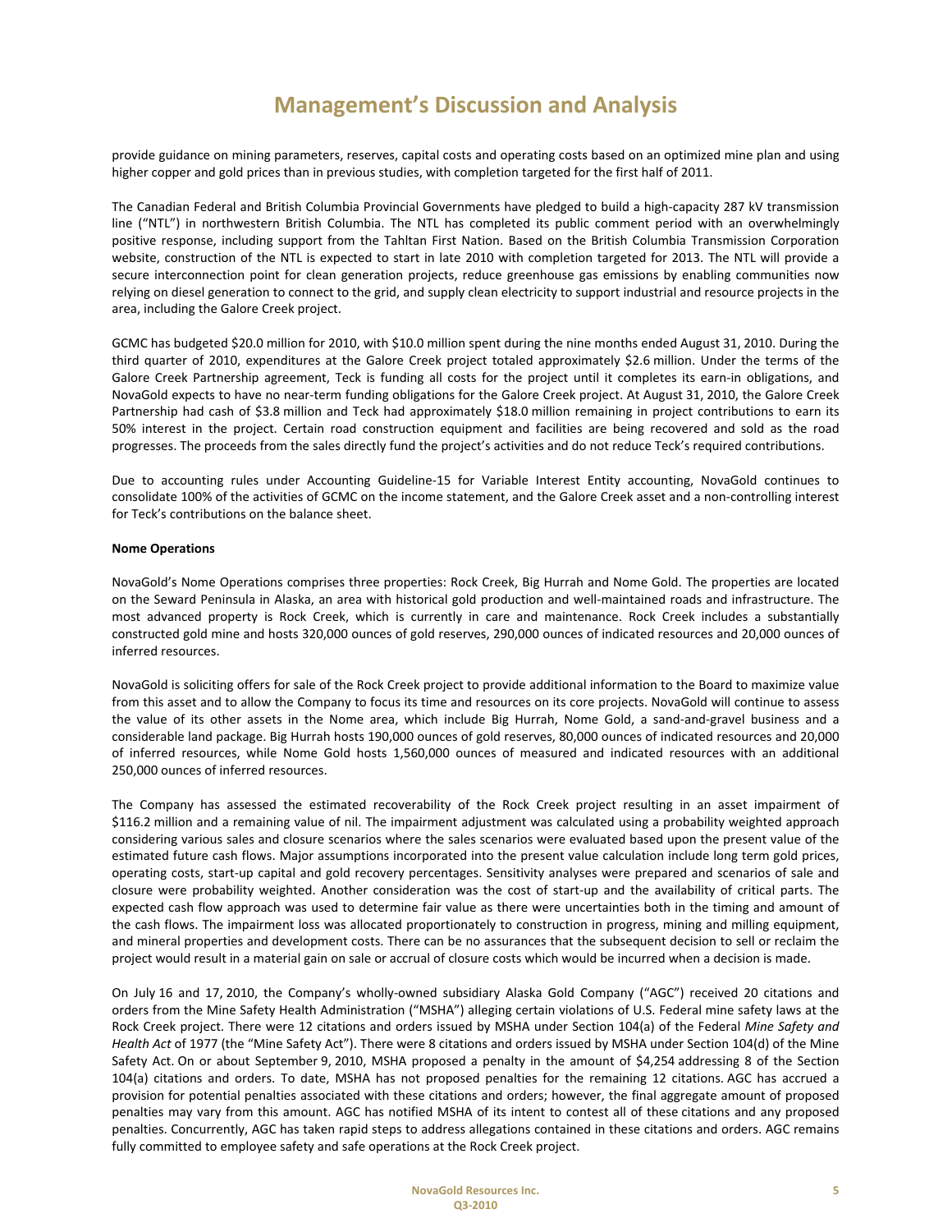provide guidance on mining parameters, reserves, capital costs and operating costs based on an optimized mine plan and using higher copper and gold prices than in previous studies, with completion targeted for the first half of 2011.

The Canadian Federal and British Columbia Provincial Governments have pledged to build a high-capacity 287 kV transmission line ("NTL") in northwestern British Columbia. The NTL has completed its public comment period with an overwhelmingly positive response, including support from the Tahltan First Nation. Based on the British Columbia Transmission Corporation website, construction of the NTL is expected to start in late 2010 with completion targeted for 2013. The NTL will provide a secure interconnection point for clean generation projects, reduce greenhouse gas emissions by enabling communities now relying on diesel generation to connect to the grid, and supply clean electricity to support industrial and resource projects in the area, including the Galore Creek project.

GCMC has budgeted $20.0 million for 2010, with $10.0 million spent during the nine months ended August 31, 2010. During the third quarter of 2010, expenditures at the Galore Creek project totaled approximately $2.6 million. Under the terms of the Galore Creek Partnership agreement, Teck is funding all costs for the project until it completes its earn-in obligations, and NovaGold expects to have no near-term funding obligations for the Galore Creek project. At August 31, 2010, the Galore Creek Partnership had cash of $3.8 million and Teck had approximately $18.0 million remaining in project contributions to earn its 50% interest in the project. Certain road construction equipment and facilities are being recovered and sold as the road progresses. The proceeds from the sales directly fund the project's activities and do not reduce Teck's required contributions.

Due to accounting rules under Accounting Guideline-15 for Variable Interest Entity accounting, NovaGold continues to consolidate 100% of the activities of GCMC on the income statement, and the Galore Creek asset and a non-controlling interest for Teck's contributions on the balance sheet.

**Nome Operations**

NovaGold's Nome Operations comprises three properties: Rock Creek, Big Hurrah and Nome Gold. The properties are located on the Seward Peninsula in Alaska, an area with historical gold production and well-maintained roads and infrastructure. The most advanced property is Rock Creek, which is currently in care and maintenance. Rock Creek includes a substantially constructed gold mine and hosts 320,000 ounces of gold reserves, 290,000 ounces of indicated resources and 20,000 ounces of inferred resources.

NovaGold is soliciting offers for sale of the Rock Creek project to provide additional information to the Board to maximize value from this asset and to allow the Company to focus its time and resources on its core projects. NovaGold will continue to assess the value of its other assets in the Nome area, which include Big Hurrah, Nome Gold, a sand-and-gravel business and a considerable land package. Big Hurrah hosts 190,000 ounces of gold reserves, 80,000 ounces of indicated resources and 20,000 of inferred resources, while Nome Gold hosts 1,560,000 ounces of measured and indicated resources with an additional 250,000 ounces of inferred resources.

The Company has assessed the estimated recoverability of the Rock Creek project resulting in an asset impairment of $116.2 million and a remaining value of nil. The impairment adjustment was calculated using a probability weighted approach considering various sales and closure scenarios where the sales scenarios were evaluated based upon the present value of the estimated future cash flows. Major assumptions incorporated into the present value calculation include long term gold prices, operating costs, start-up capital and gold recovery percentages. Sensitivity analyses were prepared and scenarios of sale and closure were probability weighted. Another consideration was the cost of start-up and the availability of critical parts. The expected cash flow approach was used to determine fair value as there were uncertainties both in the timing and amount of the cash flows. The impairment loss was allocated proportionately to construction in progress, mining and milling equipment, and mineral properties and development costs. There can be no assurances that the subsequent decision to sell or reclaim the project would result in a material gain on sale or accrual of closure costs which would be incurred when a decision is made.

On July 16 and 17, 2010, the Company's wholly-owned subsidiary Alaska Gold Company ("AGC") received 20 citations and orders from the Mine Safety Health Administration ("MSHA") alleging certain violations of U.S. Federal mine safety laws at the Rock Creek project. There were 12 citations and orders issued by MSHA under Section 104(a) of the Federal *Mine Safety and Health Act* of 1977 (the "Mine Safety Act"). There were 8 citations and orders issued by MSHA under Section 104(d) of the Mine Safety Act. On or about September 9, 2010, MSHA proposed a penalty in the amount of $4,254 addressing 8 of the Section 104(a) citations and orders. To date, MSHA has not proposed penalties for the remaining 12 citations. AGC has accrued a provision for potential penalties associated with these citations and orders; however, the final aggregate amount of proposed penalties may vary from this amount. AGC has notified MSHA of its intent to contest all of these citations and any proposed penalties. Concurrently, AGC has taken rapid steps to address allegations contained in these citations and orders. AGC remains fully committed to employee safety and safe operations at the Rock Creek project.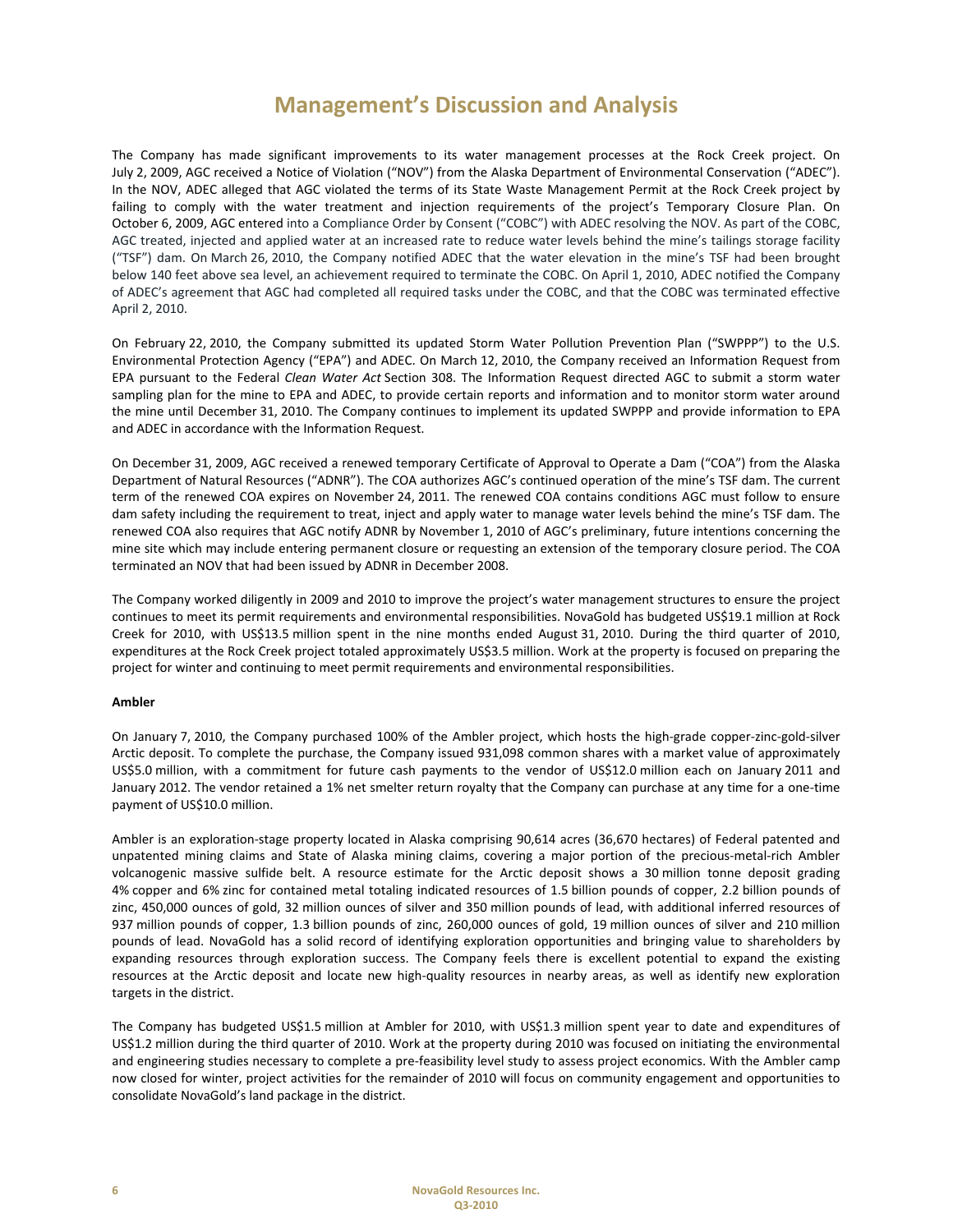The Company has made significant improvements to its water management processes at the Rock Creek project. On July 2, 2009, AGC received a Notice of Violation ("NOV") from the Alaska Department of Environmental Conservation ("ADEC"). In the NOV, ADEC alleged that AGC violated the terms of its State Waste Management Permit at the Rock Creek project by failing to comply with the water treatment and injection requirements of the project's Temporary Closure Plan. On October 6, 2009, AGC entered into a Compliance Order by Consent ("COBC") with ADEC resolving the NOV. As part of the COBC, AGC treated, injected and applied water at an increased rate to reduce water levels behind the mine's tailings storage facility ("TSF") dam. On March 26, 2010, the Company notified ADEC that the water elevation in the mine's TSF had been brought below 140 feet above sea level, an achievement required to terminate the COBC. On April 1, 2010, ADEC notified the Company of ADEC's agreement that AGC had completed all required tasks under the COBC, and that the COBC was terminated effective April 2, 2010.

On February 22, 2010, the Company submitted its updated Storm Water Pollution Prevention Plan ("SWPPP") to the U.S. Environmental Protection Agency ("EPA") and ADEC. On March 12, 2010, the Company received an Information Request from EPA pursuant to the Federal *Clean Water Act* Section 308. The Information Request directed AGC to submit a storm water sampling plan for the mine to EPA and ADEC, to provide certain reports and information and to monitor storm water around the mine until December 31, 2010. The Company continues to implement its updated SWPPP and provide information to EPA and ADEC in accordance with the Information Request.

On December 31, 2009, AGC received a renewed temporary Certificate of Approval to Operate a Dam ("COA") from the Alaska Department of Natural Resources ("ADNR"). The COA authorizes AGC's continued operation of the mine's TSF dam. The current term of the renewed COA expires on November 24, 2011. The renewed COA contains conditions AGC must follow to ensure dam safety including the requirement to treat, inject and apply water to manage water levels behind the mine's TSF dam. The renewed COA also requires that AGC notify ADNR by November 1, 2010 of AGC's preliminary, future intentions concerning the mine site which may include entering permanent closure or requesting an extension of the temporary closure period. The COA terminated an NOV that had been issued by ADNR in December 2008.

The Company worked diligently in 2009 and 2010 to improve the project's water management structures to ensure the project continues to meet its permit requirements and environmental responsibilities. NovaGold has budgeted US$19.1 million at Rock Creek for 2010, with US$13.5 million spent in the nine months ended August 31, 2010. During the third quarter of 2010, expenditures at the Rock Creek project totaled approximately US$3.5 million. Work at the property is focused on preparing the project for winter and continuing to meet permit requirements and environmental responsibilities.

**Ambler**

On January 7, 2010, the Company purchased 100% of the Ambler project, which hosts the high-grade copper-zinc-gold-silver Arctic deposit. To complete the purchase, the Company issued 931,098 common shares with a market value of approximately US$5.0 million, with a commitment for future cash payments to the vendor of US$12.0 million each on January 2011 and January 2012. The vendor retained a 1% net smelter return royalty that the Company can purchase at any time for a one-time payment of US$10.0 million.

Ambler is an exploration-stage property located in Alaska comprising 90,614 acres (36,670 hectares) of Federal patented and unpatented mining claims and State of Alaska mining claims, covering a major portion of the precious-metal-rich Ambler volcanogenic massive sulfide belt. A resource estimate for the Arctic deposit shows a 30 million tonne deposit grading 4% copper and 6% zinc for contained metal totaling indicated resources of 1.5 billion pounds of copper, 2.2 billion pounds of zinc, 450,000 ounces of gold, 32 million ounces of silver and 350 million pounds of lead, with additional inferred resources of 937 million pounds of copper, 1.3 billion pounds of zinc, 260,000 ounces of gold, 19 million ounces of silver and 210 million pounds of lead. NovaGold has a solid record of identifying exploration opportunities and bringing value to shareholders by expanding resources through exploration success. The Company feels there is excellent potential to expand the existing resources at the Arctic deposit and locate new high-quality resources in nearby areas, as well as identify new exploration targets in the district.

The Company has budgeted US$1.5 million at Ambler for 2010, with US$1.3 million spent year to date and expenditures of US$1.2 million during the third quarter of 2010. Work at the property during 2010 was focused on initiating the environmental and engineering studies necessary to complete a pre-feasibility level study to assess project economics. With the Ambler camp now closed for winter, project activities for the remainder of 2010 will focus on community engagement and opportunities to consolidate NovaGold's land package in the district.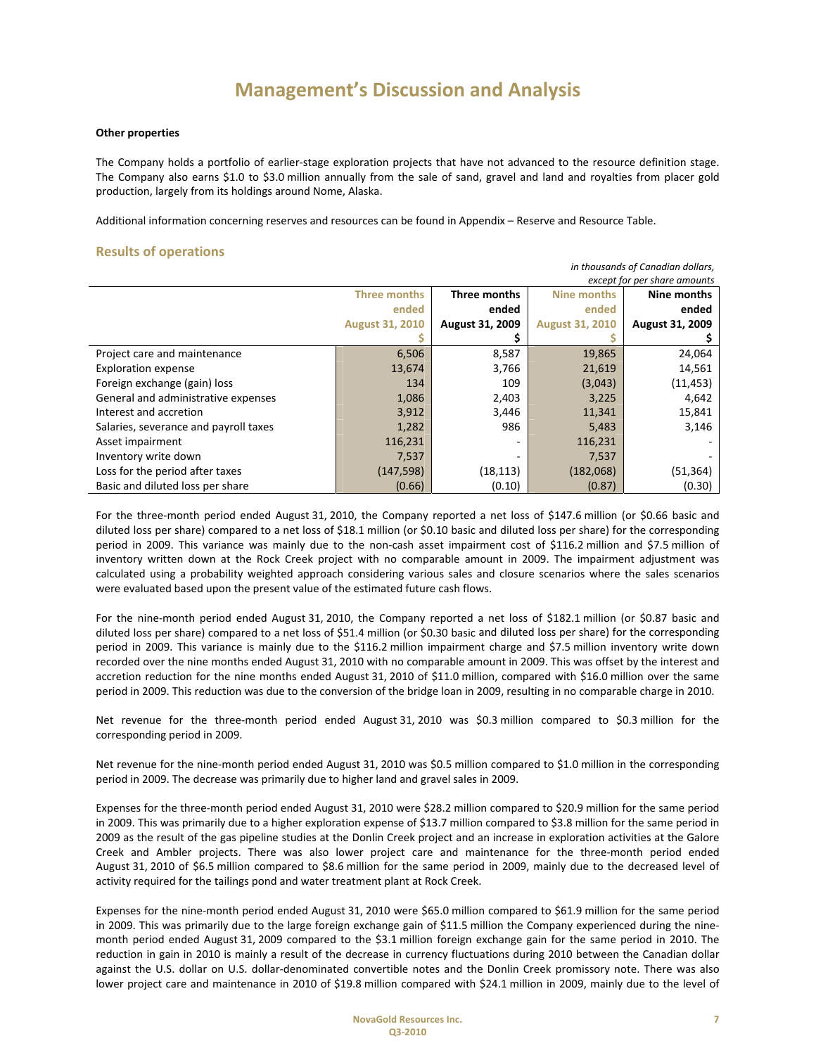# Management's Discussion and Analysis

**Other properties**

The Company holds a portfolio of earlier-stage exploration projects that have not advanced to the resource definition stage. The Company also earns $1.0 to $3.0 million annually from the sale of sand, gravel and land and royalties from placer gold production, largely from its holdings around Nome, Alaska.

Additional information concerning reserves and resources can be found in Appendix – Reserve and Resource Table.

## Results of operations

*in thousands of Canadian dollars, except for per share amounts*

| | Three months ended August 31, 2010 $ | Three months ended August 31, 2009 $ | Nine months ended August 31, 2010 $ | Nine months ended August 31, 2009 $ |
|---|---|---|---|---|
| Project care and maintenance | 6,506 | 8,587 | 19,865 | 24,064 |
| Exploration expense | 13,674 | 3,766 | 21,619 | 14,561 |
| Foreign exchange (gain) loss | 134 | 109 | (3,043) | (11,453) |
| General and administrative expenses | 1,086 | 2,403 | 3,225 | 4,642 |
| Interest and accretion | 3,912 | 3,446 | 11,341 | 15,841 |
| Salaries, severance and payroll taxes | 1,282 | 986 | 5,483 | 3,146 |
| Asset impairment | 116,231 | - | 116,231 | - |
| Inventory write down | 7,537 | - | 7,537 | - |
| Loss for the period after taxes | (147,598) | (18,113) | (182,068) | (51,364) |
| Basic and diluted loss per share | (0.66) | (0.10) | (0.87) | (0.30) |

For the three-month period ended August 31, 2010, the Company reported a net loss of $147.6 million (or $0.66 basic and diluted loss per share) compared to a net loss of $18.1 million (or $0.10 basic and diluted loss per share) for the corresponding period in 2009. This variance was mainly due to the non-cash asset impairment cost of $116.2 million and $7.5 million of inventory written down at the Rock Creek project with no comparable amount in 2009. The impairment adjustment was calculated using a probability weighted approach considering various sales and closure scenarios where the sales scenarios were evaluated based upon the present value of the estimated future cash flows.

For the nine-month period ended August 31, 2010, the Company reported a net loss of $182.1 million (or $0.87 basic and diluted loss per share) compared to a net loss of $51.4 million (or $0.30 basic and diluted loss per share) for the corresponding period in 2009. This variance is mainly due to the $116.2 million impairment charge and $7.5 million inventory write down recorded over the nine months ended August 31, 2010 with no comparable amount in 2009. This was offset by the interest and accretion reduction for the nine months ended August 31, 2010 of $11.0 million, compared with $16.0 million over the same period in 2009. This reduction was due to the conversion of the bridge loan in 2009, resulting in no comparable charge in 2010.

Net revenue for the three-month period ended August 31, 2010 was $0.3 million compared to $0.3 million for the corresponding period in 2009.

Net revenue for the nine-month period ended August 31, 2010 was $0.5 million compared to $1.0 million in the corresponding period in 2009. The decrease was primarily due to higher land and gravel sales in 2009.

Expenses for the three-month period ended August 31, 2010 were $28.2 million compared to $20.9 million for the same period in 2009. This was primarily due to a higher exploration expense of $13.7 million compared to $3.8 million for the same period in 2009 as the result of the gas pipeline studies at the Donlin Creek project and an increase in exploration activities at the Galore Creek and Ambler projects. There was also lower project care and maintenance for the three-month period ended August 31, 2010 of $6.5 million compared to $8.6 million for the same period in 2009, mainly due to the decreased level of activity required for the tailings pond and water treatment plant at Rock Creek.

Expenses for the nine-month period ended August 31, 2010 were $65.0 million compared to $61.9 million for the same period in 2009. This was primarily due to the large foreign exchange gain of $11.5 million the Company experienced during the nine-month period ended August 31, 2009 compared to the $3.1 million foreign exchange gain for the same period in 2010. The reduction in gain in 2010 is mainly a result of the decrease in currency fluctuations during 2010 between the Canadian dollar against the U.S. dollar on U.S. dollar-denominated convertible notes and the Donlin Creek promissory note. There was also lower project care and maintenance in 2010 of $19.8 million compared with $24.1 million in 2009, mainly due to the level of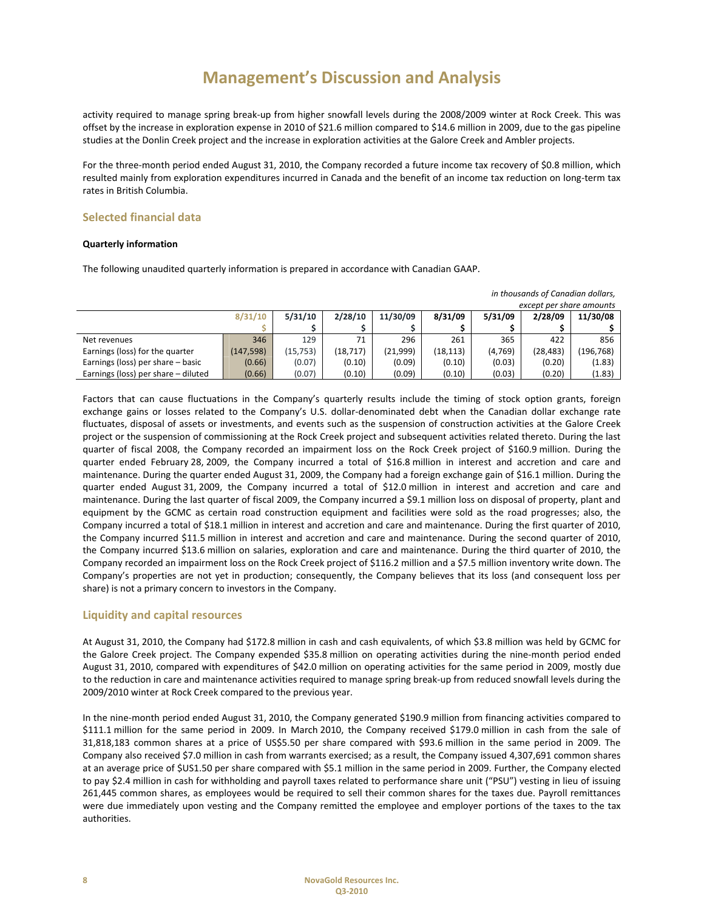# Management's Discussion and Analysis

activity required to manage spring break-up from higher snowfall levels during the 2008/2009 winter at Rock Creek. This was offset by the increase in exploration expense in 2010 of $21.6 million compared to $14.6 million in 2009, due to the gas pipeline studies at the Donlin Creek project and the increase in exploration activities at the Galore Creek and Ambler projects.

For the three-month period ended August 31, 2010, the Company recorded a future income tax recovery of $0.8 million, which resulted mainly from exploration expenditures incurred in Canada and the benefit of an income tax reduction on long-term tax rates in British Columbia.

## Selected financial data

### Quarterly information

The following unaudited quarterly information is prepared in accordance with Canadian GAAP.

*in thousands of Canadian dollars, except per share amounts*

| | 8/31/10 | 5/31/10 | 2/28/10 | 11/30/09 | 8/31/09 | 5/31/09 | 2/28/09 | 11/30/08 |
|---|---|---|---|---|---|---|---|---|
| | $ | $ | $ | $ | $ | $ | $ | $ |
| Net revenues | 346 | 129 | 71 | 296 | 261 | 365 | 422 | 856 |
| Earnings (loss) for the quarter | (147,598) | (15,753) | (18,717) | (21,999) | (18,113) | (4,769) | (28,483) | (196,768) |
| Earnings (loss) per share – basic | (0.66) | (0.07) | (0.10) | (0.09) | (0.10) | (0.03) | (0.20) | (1.83) |
| Earnings (loss) per share – diluted | (0.66) | (0.07) | (0.10) | (0.09) | (0.10) | (0.03) | (0.20) | (1.83) |

Factors that can cause fluctuations in the Company's quarterly results include the timing of stock option grants, foreign exchange gains or losses related to the Company's U.S. dollar-denominated debt when the Canadian dollar exchange rate fluctuates, disposal of assets or investments, and events such as the suspension of construction activities at the Galore Creek project or the suspension of commissioning at the Rock Creek project and subsequent activities related thereto. During the last quarter of fiscal 2008, the Company recorded an impairment loss on the Rock Creek project of $160.9 million. During the quarter ended February 28, 2009, the Company incurred a total of $16.8 million in interest and accretion and care and maintenance. During the quarter ended August 31, 2009, the Company had a foreign exchange gain of $16.1 million. During the quarter ended August 31, 2009, the Company incurred a total of $12.0 million in interest and accretion and care and maintenance. During the last quarter of fiscal 2009, the Company incurred a $9.1 million loss on disposal of property, plant and equipment by the GCMC as certain road construction equipment and facilities were sold as the road progresses; also, the Company incurred a total of $18.1 million in interest and accretion and care and maintenance. During the first quarter of 2010, the Company incurred $11.5 million in interest and accretion and care and maintenance. During the second quarter of 2010, the Company incurred $13.6 million on salaries, exploration and care and maintenance. During the third quarter of 2010, the Company recorded an impairment loss on the Rock Creek project of $116.2 million and a $7.5 million inventory write down. The Company's properties are not yet in production; consequently, the Company believes that its loss (and consequent loss per share) is not a primary concern to investors in the Company.

## Liquidity and capital resources

At August 31, 2010, the Company had $172.8 million in cash and cash equivalents, of which $3.8 million was held by GCMC for the Galore Creek project. The Company expended $35.8 million on operating activities during the nine-month period ended August 31, 2010, compared with expenditures of $42.0 million on operating activities for the same period in 2009, mostly due to the reduction in care and maintenance activities required to manage spring break-up from reduced snowfall levels during the 2009/2010 winter at Rock Creek compared to the previous year.

In the nine-month period ended August 31, 2010, the Company generated $190.9 million from financing activities compared to $111.1 million for the same period in 2009. In March 2010, the Company received $179.0 million in cash from the sale of 31,818,183 common shares at a price of US$5.50 per share compared with $93.6 million in the same period in 2009. The Company also received $7.0 million in cash from warrants exercised; as a result, the Company issued 4,307,691 common shares at an average price of $US1.50 per share compared with $5.1 million in the same period in 2009. Further, the Company elected to pay $2.4 million in cash for withholding and payroll taxes related to performance share unit ("PSU") vesting in lieu of issuing 261,445 common shares, as employees would be required to sell their common shares for the taxes due. Payroll remittances were due immediately upon vesting and the Company remitted the employee and employer portions of the taxes to the tax authorities.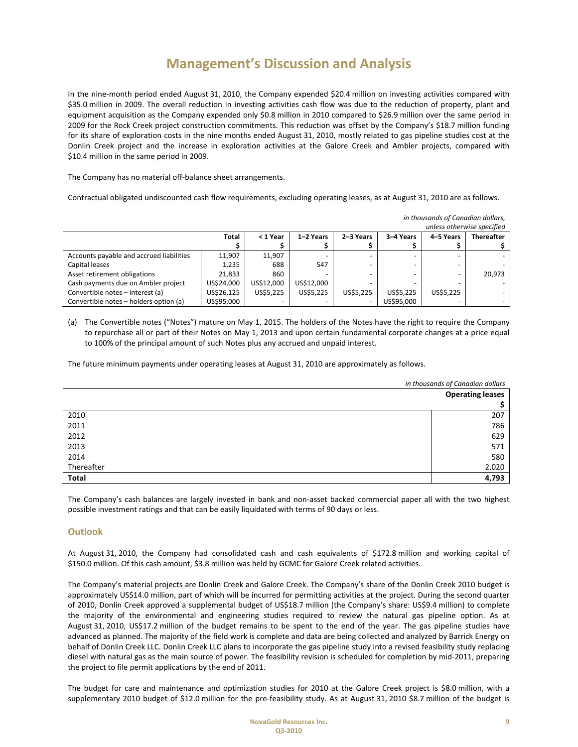# Management's Discussion and Analysis

In the nine-month period ended August 31, 2010, the Company expended $20.4 million on investing activities compared with $35.0 million in 2009. The overall reduction in investing activities cash flow was due to the reduction of property, plant and equipment acquisition as the Company expended only $0.8 million in 2010 compared to $26.9 million over the same period in 2009 for the Rock Creek project construction commitments. This reduction was offset by the Company's $18.7 million funding for its share of exploration costs in the nine months ended August 31, 2010, mostly related to gas pipeline studies cost at the Donlin Creek project and the increase in exploration activities at the Galore Creek and Ambler projects, compared with $10.4 million in the same period in 2009.

The Company has no material off-balance sheet arrangements.

Contractual obligated undiscounted cash flow requirements, excluding operating leases, as at August 31, 2010 are as follows.

*in thousands of Canadian dollars, unless otherwise specified*

| | Total $ | < 1 Year $ | 1–2 Years $ | 2–3 Years $ | 3–4 Years $ | 4–5 Years $ | Thereafter $ |
|---|---|---|---|---|---|---|---|
| Accounts payable and accrued liabilities | 11,907 | 11,907 | - | - | - | - | - |
| Capital leases | 1,235 | 688 | 547 | - | - | - | - |
| Asset retirement obligations | 21,833 | 860 | - | - | - | - | 20,973 |
| Cash payments due on Ambler project | US$24,000 | US$12,000 | US$12,000 | - | - | - | - |
| Convertible notes – interest (a) | US$26,125 | US$5,225 | US$5,225 | US$5,225 | US$5,225 | US$5,225 | - |
| Convertible notes – holders option (a) | US$95,000 | - | - | - | US$95,000 | - | - |

(a) The Convertible notes ("Notes") mature on May 1, 2015. The holders of the Notes have the right to require the Company to repurchase all or part of their Notes on May 1, 2013 and upon certain fundamental corporate changes at a price equal to 100% of the principal amount of such Notes plus any accrued and unpaid interest.

The future minimum payments under operating leases at August 31, 2010 are approximately as follows.

*in thousands of Canadian dollars*

| | Operating leases $ |
|---|---|
| 2010 | 207 |
| 2011 | 786 |
| 2012 | 629 |
| 2013 | 571 |
| 2014 | 580 |
| Thereafter | 2,020 |
| **Total** | **4,793** |

The Company's cash balances are largely invested in bank and non-asset backed commercial paper all with the two highest possible investment ratings and that can be easily liquidated with terms of 90 days or less.

## Outlook

At August 31, 2010, the Company had consolidated cash and cash equivalents of $172.8 million and working capital of $150.0 million. Of this cash amount, $3.8 million was held by GCMC for Galore Creek related activities.

The Company's material projects are Donlin Creek and Galore Creek. The Company's share of the Donlin Creek 2010 budget is approximately US$14.0 million, part of which will be incurred for permitting activities at the project. During the second quarter of 2010, Donlin Creek approved a supplemental budget of US$18.7 million (the Company's share: US$9.4 million) to complete the majority of the environmental and engineering studies required to review the natural gas pipeline option. As at August 31, 2010, US$17.2 million of the budget remains to be spent to the end of the year. The gas pipeline studies have advanced as planned. The majority of the field work is complete and data are being collected and analyzed by Barrick Energy on behalf of Donlin Creek LLC. Donlin Creek LLC plans to incorporate the gas pipeline study into a revised feasibility study replacing diesel with natural gas as the main source of power. The feasibility revision is scheduled for completion by mid-2011, preparing the project to file permit applications by the end of 2011.

The budget for care and maintenance and optimization studies for 2010 at the Galore Creek project is $8.0 million, with a supplementary 2010 budget of $12.0 million for the pre-feasibility study. As at August 31, 2010 $8.7 million of the budget is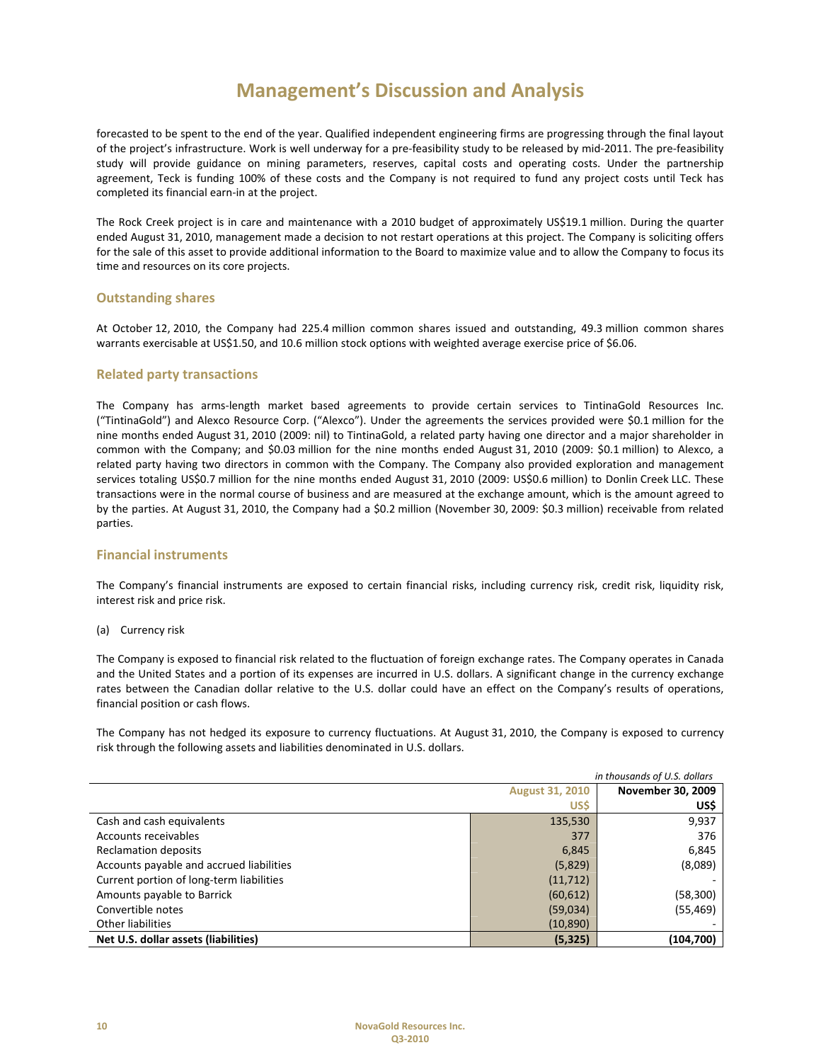# Management's Discussion and Analysis

forecasted to be spent to the end of the year. Qualified independent engineering firms are progressing through the final layout of the project's infrastructure. Work is well underway for a pre-feasibility study to be released by mid-2011. The pre-feasibility study will provide guidance on mining parameters, reserves, capital costs and operating costs. Under the partnership agreement, Teck is funding 100% of these costs and the Company is not required to fund any project costs until Teck has completed its financial earn-in at the project.

The Rock Creek project is in care and maintenance with a 2010 budget of approximately US$19.1 million. During the quarter ended August 31, 2010, management made a decision to not restart operations at this project. The Company is soliciting offers for the sale of this asset to provide additional information to the Board to maximize value and to allow the Company to focus its time and resources on its core projects.

## Outstanding shares

At October 12, 2010, the Company had 225.4 million common shares issued and outstanding, 49.3 million common shares warrants exercisable at US$1.50, and 10.6 million stock options with weighted average exercise price of $6.06.

## Related party transactions

The Company has arms-length market based agreements to provide certain services to TintinaGold Resources Inc. ("TintinaGold") and Alexco Resource Corp. ("Alexco"). Under the agreements the services provided were $0.1 million for the nine months ended August 31, 2010 (2009: nil) to TintinaGold, a related party having one director and a major shareholder in common with the Company; and $0.03 million for the nine months ended August 31, 2010 (2009: $0.1 million) to Alexco, a related party having two directors in common with the Company. The Company also provided exploration and management services totaling US$0.7 million for the nine months ended August 31, 2010 (2009: US$0.6 million) to Donlin Creek LLC. These transactions were in the normal course of business and are measured at the exchange amount, which is the amount agreed to by the parties. At August 31, 2010, the Company had a $0.2 million (November 30, 2009: $0.3 million) receivable from related parties.

## Financial instruments

The Company's financial instruments are exposed to certain financial risks, including currency risk, credit risk, liquidity risk, interest risk and price risk.

(a) Currency risk

The Company is exposed to financial risk related to the fluctuation of foreign exchange rates. The Company operates in Canada and the United States and a portion of its expenses are incurred in U.S. dollars. A significant change in the currency exchange rates between the Canadian dollar relative to the U.S. dollar could have an effect on the Company's results of operations, financial position or cash flows.

The Company has not hedged its exposure to currency fluctuations. At August 31, 2010, the Company is exposed to currency risk through the following assets and liabilities denominated in U.S. dollars.

*in thousands of U.S. dollars*

| | August 31, 2010<br>US$ | November 30, 2009<br>US$ |
|---|---|---|
| Cash and cash equivalents | 135,530 | 9,937 |
| Accounts receivables | 377 | 376 |
| Reclamation deposits | 6,845 | 6,845 |
| Accounts payable and accrued liabilities | (5,829) | (8,089) |
| Current portion of long-term liabilities | (11,712) | - |
| Amounts payable to Barrick | (60,612) | (58,300) |
| Convertible notes | (59,034) | (55,469) |
| Other liabilities | (10,890) | - |
| **Net U.S. dollar assets (liabilities)** | **(5,325)** | **(104,700)** |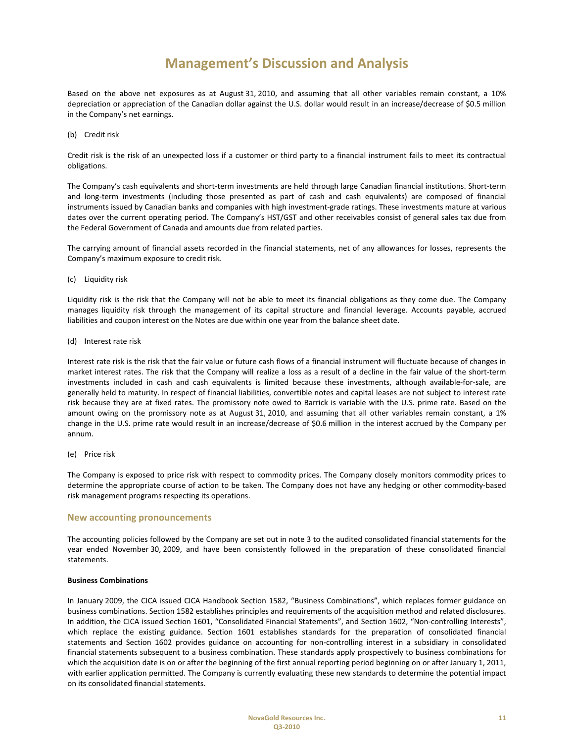# Management's Discussion and Analysis

Based on the above net exposures as at August 31, 2010, and assuming that all other variables remain constant, a 10% depreciation or appreciation of the Canadian dollar against the U.S. dollar would result in an increase/decrease of $0.5 million in the Company's net earnings.

(b) Credit risk

Credit risk is the risk of an unexpected loss if a customer or third party to a financial instrument fails to meet its contractual obligations.

The Company's cash equivalents and short-term investments are held through large Canadian financial institutions. Short-term and long-term investments (including those presented as part of cash and cash equivalents) are composed of financial instruments issued by Canadian banks and companies with high investment-grade ratings. These investments mature at various dates over the current operating period. The Company's HST/GST and other receivables consist of general sales tax due from the Federal Government of Canada and amounts due from related parties.

The carrying amount of financial assets recorded in the financial statements, net of any allowances for losses, represents the Company's maximum exposure to credit risk.

(c) Liquidity risk

Liquidity risk is the risk that the Company will not be able to meet its financial obligations as they come due. The Company manages liquidity risk through the management of its capital structure and financial leverage. Accounts payable, accrued liabilities and coupon interest on the Notes are due within one year from the balance sheet date.

(d) Interest rate risk

Interest rate risk is the risk that the fair value or future cash flows of a financial instrument will fluctuate because of changes in market interest rates. The risk that the Company will realize a loss as a result of a decline in the fair value of the short-term investments included in cash and cash equivalents is limited because these investments, although available-for-sale, are generally held to maturity. In respect of financial liabilities, convertible notes and capital leases are not subject to interest rate risk because they are at fixed rates. The promissory note owed to Barrick is variable with the U.S. prime rate. Based on the amount owing on the promissory note as at August 31, 2010, and assuming that all other variables remain constant, a 1% change in the U.S. prime rate would result in an increase/decrease of $0.6 million in the interest accrued by the Company per annum.

(e) Price risk

The Company is exposed to price risk with respect to commodity prices. The Company closely monitors commodity prices to determine the appropriate course of action to be taken. The Company does not have any hedging or other commodity-based risk management programs respecting its operations.

## New accounting pronouncements

The accounting policies followed by the Company are set out in note 3 to the audited consolidated financial statements for the year ended November 30, 2009, and have been consistently followed in the preparation of these consolidated financial statements.

**Business Combinations**

In January 2009, the CICA issued CICA Handbook Section 1582, "Business Combinations", which replaces former guidance on business combinations. Section 1582 establishes principles and requirements of the acquisition method and related disclosures. In addition, the CICA issued Section 1601, "Consolidated Financial Statements", and Section 1602, "Non-controlling Interests", which replace the existing guidance. Section 1601 establishes standards for the preparation of consolidated financial statements and Section 1602 provides guidance on accounting for non-controlling interest in a subsidiary in consolidated financial statements subsequent to a business combination. These standards apply prospectively to business combinations for which the acquisition date is on or after the beginning of the first annual reporting period beginning on or after January 1, 2011, with earlier application permitted. The Company is currently evaluating these new standards to determine the potential impact on its consolidated financial statements.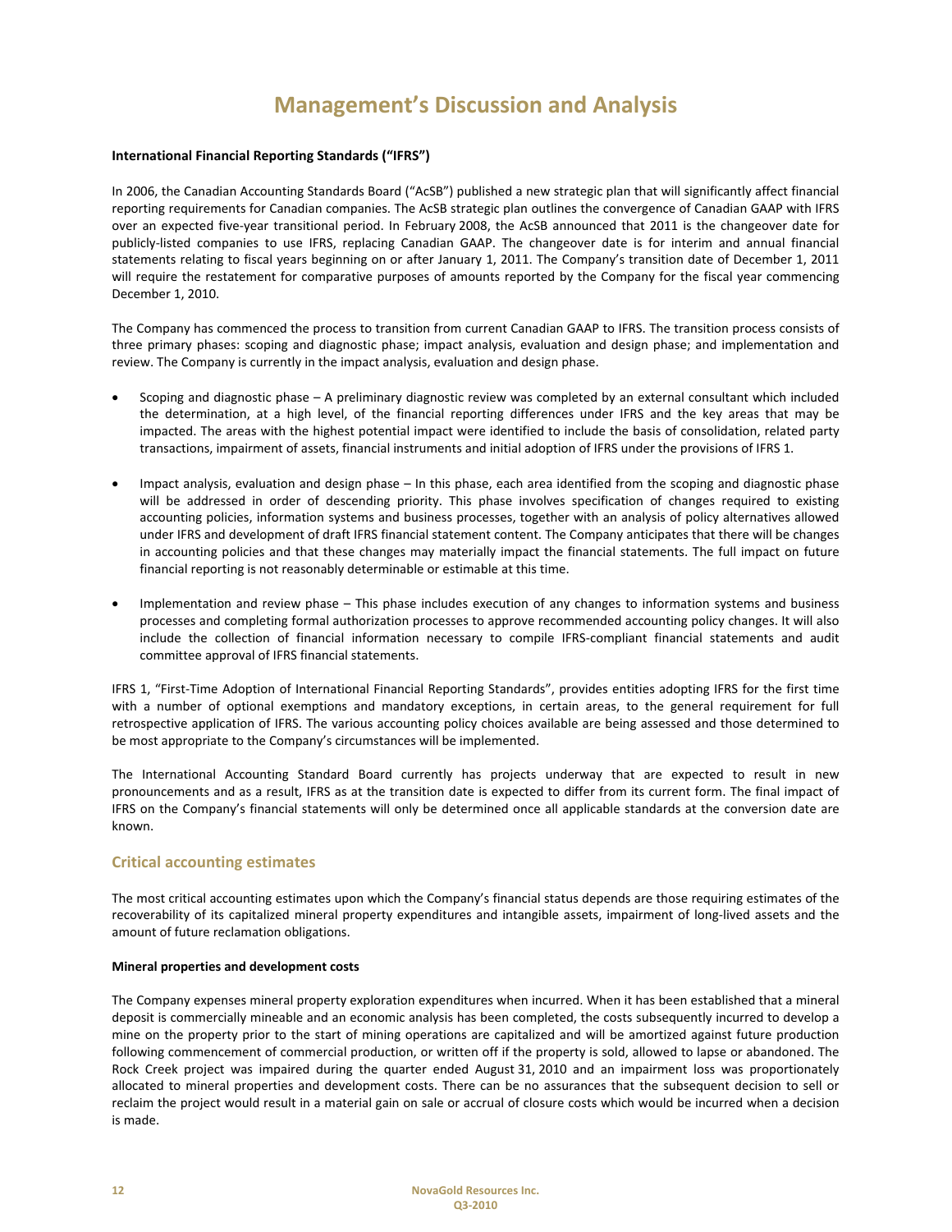# Management's Discussion and Analysis

**International Financial Reporting Standards ("IFRS")**

In 2006, the Canadian Accounting Standards Board ("AcSB") published a new strategic plan that will significantly affect financial reporting requirements for Canadian companies. The AcSB strategic plan outlines the convergence of Canadian GAAP with IFRS over an expected five-year transitional period. In February 2008, the AcSB announced that 2011 is the changeover date for publicly-listed companies to use IFRS, replacing Canadian GAAP. The changeover date is for interim and annual financial statements relating to fiscal years beginning on or after January 1, 2011. The Company's transition date of December 1, 2011 will require the restatement for comparative purposes of amounts reported by the Company for the fiscal year commencing December 1, 2010.

The Company has commenced the process to transition from current Canadian GAAP to IFRS. The transition process consists of three primary phases: scoping and diagnostic phase; impact analysis, evaluation and design phase; and implementation and review. The Company is currently in the impact analysis, evaluation and design phase.

- Scoping and diagnostic phase – A preliminary diagnostic review was completed by an external consultant which included the determination, at a high level, of the financial reporting differences under IFRS and the key areas that may be impacted. The areas with the highest potential impact were identified to include the basis of consolidation, related party transactions, impairment of assets, financial instruments and initial adoption of IFRS under the provisions of IFRS 1.
- Impact analysis, evaluation and design phase – In this phase, each area identified from the scoping and diagnostic phase will be addressed in order of descending priority. This phase involves specification of changes required to existing accounting policies, information systems and business processes, together with an analysis of policy alternatives allowed under IFRS and development of draft IFRS financial statement content. The Company anticipates that there will be changes in accounting policies and that these changes may materially impact the financial statements. The full impact on future financial reporting is not reasonably determinable or estimable at this time.
- Implementation and review phase – This phase includes execution of any changes to information systems and business processes and completing formal authorization processes to approve recommended accounting policy changes. It will also include the collection of financial information necessary to compile IFRS-compliant financial statements and audit committee approval of IFRS financial statements.

IFRS 1, "First-Time Adoption of International Financial Reporting Standards", provides entities adopting IFRS for the first time with a number of optional exemptions and mandatory exceptions, in certain areas, to the general requirement for full retrospective application of IFRS. The various accounting policy choices available are being assessed and those determined to be most appropriate to the Company's circumstances will be implemented.

The International Accounting Standard Board currently has projects underway that are expected to result in new pronouncements and as a result, IFRS as at the transition date is expected to differ from its current form. The final impact of IFRS on the Company's financial statements will only be determined once all applicable standards at the conversion date are known.

## Critical accounting estimates

The most critical accounting estimates upon which the Company's financial status depends are those requiring estimates of the recoverability of its capitalized mineral property expenditures and intangible assets, impairment of long-lived assets and the amount of future reclamation obligations.

**Mineral properties and development costs**

The Company expenses mineral property exploration expenditures when incurred. When it has been established that a mineral deposit is commercially mineable and an economic analysis has been completed, the costs subsequently incurred to develop a mine on the property prior to the start of mining operations are capitalized and will be amortized against future production following commencement of commercial production, or written off if the property is sold, allowed to lapse or abandoned. The Rock Creek project was impaired during the quarter ended August 31, 2010 and an impairment loss was proportionately allocated to mineral properties and development costs. There can be no assurances that the subsequent decision to sell or reclaim the project would result in a material gain on sale or accrual of closure costs which would be incurred when a decision is made.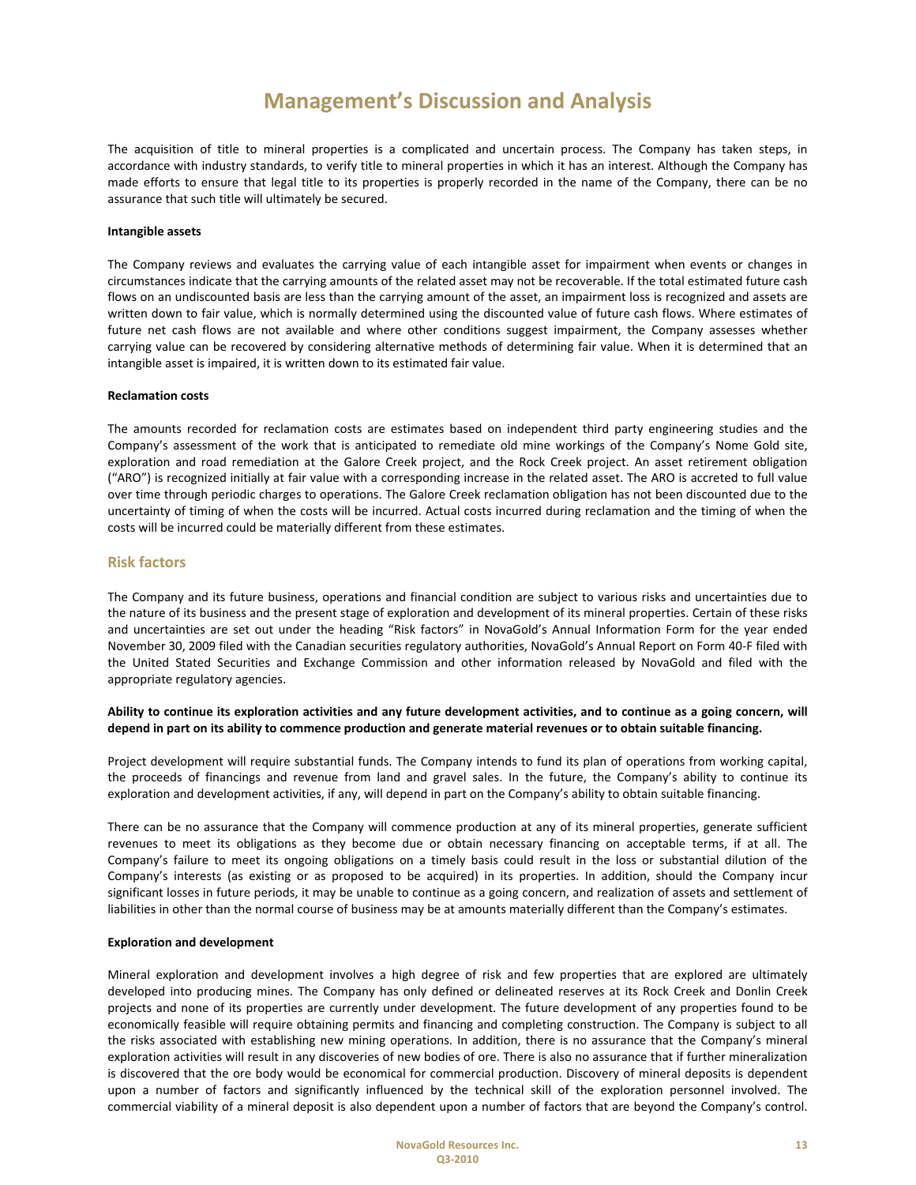The acquisition of title to mineral properties is a complicated and uncertain process. The Company has taken steps, in accordance with industry standards, to verify title to mineral properties in which it has an interest. Although the Company has made efforts to ensure that legal title to its properties is properly recorded in the name of the Company, there can be no assurance that such title will ultimately be secured.

**Intangible assets**

The Company reviews and evaluates the carrying value of each intangible asset for impairment when events or changes in circumstances indicate that the carrying amounts of the related asset may not be recoverable. If the total estimated future cash flows on an undiscounted basis are less than the carrying amount of the asset, an impairment loss is recognized and assets are written down to fair value, which is normally determined using the discounted value of future cash flows. Where estimates of future net cash flows are not available and where other conditions suggest impairment, the Company assesses whether carrying value can be recovered by considering alternative methods of determining fair value. When it is determined that an intangible asset is impaired, it is written down to its estimated fair value.

**Reclamation costs**

The amounts recorded for reclamation costs are estimates based on independent third party engineering studies and the Company's assessment of the work that is anticipated to remediate old mine workings of the Company's Nome Gold site, exploration and road remediation at the Galore Creek project, and the Rock Creek project. An asset retirement obligation ("ARO") is recognized initially at fair value with a corresponding increase in the related asset. The ARO is accreted to full value over time through periodic charges to operations. The Galore Creek reclamation obligation has not been discounted due to the uncertainty of timing of when the costs will be incurred. Actual costs incurred during reclamation and the timing of when the costs will be incurred could be materially different from these estimates.

## Risk factors

The Company and its future business, operations and financial condition are subject to various risks and uncertainties due to the nature of its business and the present stage of exploration and development of its mineral properties. Certain of these risks and uncertainties are set out under the heading "Risk factors" in NovaGold's Annual Information Form for the year ended November 30, 2009 filed with the Canadian securities regulatory authorities, NovaGold's Annual Report on Form 40-F filed with the United Stated Securities and Exchange Commission and other information released by NovaGold and filed with the appropriate regulatory agencies.

**Ability to continue its exploration activities and any future development activities, and to continue as a going concern, will depend in part on its ability to commence production and generate material revenues or to obtain suitable financing.**

Project development will require substantial funds. The Company intends to fund its plan of operations from working capital, the proceeds of financings and revenue from land and gravel sales. In the future, the Company's ability to continue its exploration and development activities, if any, will depend in part on the Company's ability to obtain suitable financing.

There can be no assurance that the Company will commence production at any of its mineral properties, generate sufficient revenues to meet its obligations as they become due or obtain necessary financing on acceptable terms, if at all. The Company's failure to meet its ongoing obligations on a timely basis could result in the loss or substantial dilution of the Company's interests (as existing or as proposed to be acquired) in its properties. In addition, should the Company incur significant losses in future periods, it may be unable to continue as a going concern, and realization of assets and settlement of liabilities in other than the normal course of business may be at amounts materially different than the Company's estimates.

**Exploration and development**

Mineral exploration and development involves a high degree of risk and few properties that are explored are ultimately developed into producing mines. The Company has only defined or delineated reserves at its Rock Creek and Donlin Creek projects and none of its properties are currently under development. The future development of any properties found to be economically feasible will require obtaining permits and financing and completing construction. The Company is subject to all the risks associated with establishing new mining operations. In addition, there is no assurance that the Company's mineral exploration activities will result in any discoveries of new bodies of ore. There is also no assurance that if further mineralization is discovered that the ore body would be economical for commercial production. Discovery of mineral deposits is dependent upon a number of factors and significantly influenced by the technical skill of the exploration personnel involved. The commercial viability of a mineral deposit is also dependent upon a number of factors that are beyond the Company's control.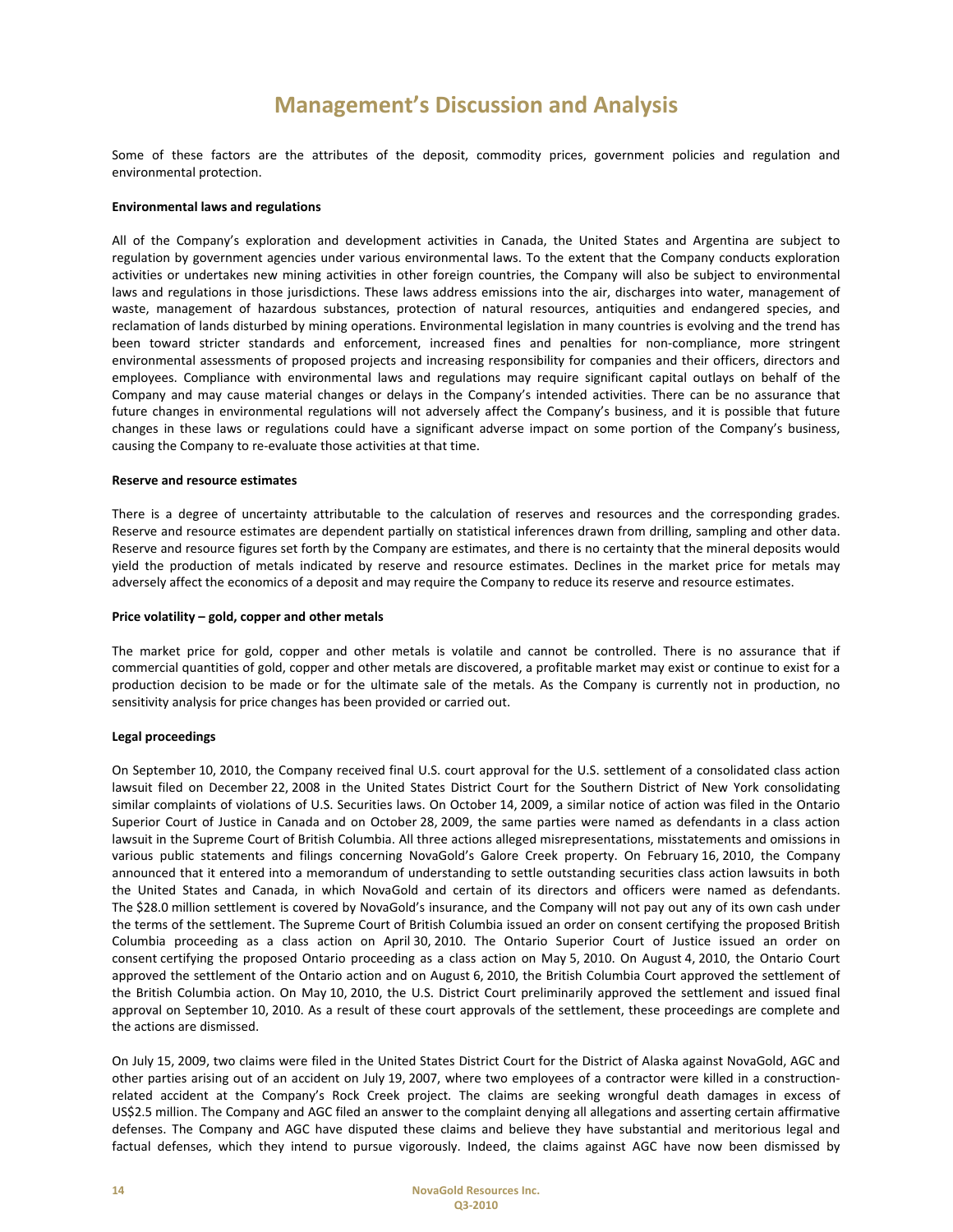Some of these factors are the attributes of the deposit, commodity prices, government policies and regulation and environmental protection.

**Environmental laws and regulations**

All of the Company's exploration and development activities in Canada, the United States and Argentina are subject to regulation by government agencies under various environmental laws. To the extent that the Company conducts exploration activities or undertakes new mining activities in other foreign countries, the Company will also be subject to environmental laws and regulations in those jurisdictions. These laws address emissions into the air, discharges into water, management of waste, management of hazardous substances, protection of natural resources, antiquities and endangered species, and reclamation of lands disturbed by mining operations. Environmental legislation in many countries is evolving and the trend has been toward stricter standards and enforcement, increased fines and penalties for non-compliance, more stringent environmental assessments of proposed projects and increasing responsibility for companies and their officers, directors and employees. Compliance with environmental laws and regulations may require significant capital outlays on behalf of the Company and may cause material changes or delays in the Company's intended activities. There can be no assurance that future changes in environmental regulations will not adversely affect the Company's business, and it is possible that future changes in these laws or regulations could have a significant adverse impact on some portion of the Company's business, causing the Company to re-evaluate those activities at that time.

**Reserve and resource estimates**

There is a degree of uncertainty attributable to the calculation of reserves and resources and the corresponding grades. Reserve and resource estimates are dependent partially on statistical inferences drawn from drilling, sampling and other data. Reserve and resource figures set forth by the Company are estimates, and there is no certainty that the mineral deposits would yield the production of metals indicated by reserve and resource estimates. Declines in the market price for metals may adversely affect the economics of a deposit and may require the Company to reduce its reserve and resource estimates.

**Price volatility – gold, copper and other metals**

The market price for gold, copper and other metals is volatile and cannot be controlled. There is no assurance that if commercial quantities of gold, copper and other metals are discovered, a profitable market may exist or continue to exist for a production decision to be made or for the ultimate sale of the metals. As the Company is currently not in production, no sensitivity analysis for price changes has been provided or carried out.

**Legal proceedings**

On September 10, 2010, the Company received final U.S. court approval for the U.S. settlement of a consolidated class action lawsuit filed on December 22, 2008 in the United States District Court for the Southern District of New York consolidating similar complaints of violations of U.S. Securities laws. On October 14, 2009, a similar notice of action was filed in the Ontario Superior Court of Justice in Canada and on October 28, 2009, the same parties were named as defendants in a class action lawsuit in the Supreme Court of British Columbia. All three actions alleged misrepresentations, misstatements and omissions in various public statements and filings concerning NovaGold's Galore Creek property. On February 16, 2010, the Company announced that it entered into a memorandum of understanding to settle outstanding securities class action lawsuits in both the United States and Canada, in which NovaGold and certain of its directors and officers were named as defendants. The $28.0 million settlement is covered by NovaGold's insurance, and the Company will not pay out any of its own cash under the terms of the settlement. The Supreme Court of British Columbia issued an order on consent certifying the proposed British Columbia proceeding as a class action on April 30, 2010. The Ontario Superior Court of Justice issued an order on consent certifying the proposed Ontario proceeding as a class action on May 5, 2010. On August 4, 2010, the Ontario Court approved the settlement of the Ontario action and on August 6, 2010, the British Columbia Court approved the settlement of the British Columbia action. On May 10, 2010, the U.S. District Court preliminarily approved the settlement and issued final approval on September 10, 2010. As a result of these court approvals of the settlement, these proceedings are complete and the actions are dismissed.

On July 15, 2009, two claims were filed in the United States District Court for the District of Alaska against NovaGold, AGC and other parties arising out of an accident on July 19, 2007, where two employees of a contractor were killed in a construction-related accident at the Company's Rock Creek project. The claims are seeking wrongful death damages in excess of US$2.5 million. The Company and AGC filed an answer to the complaint denying all allegations and asserting certain affirmative defenses. The Company and AGC have disputed these claims and believe they have substantial and meritorious legal and factual defenses, which they intend to pursue vigorously. Indeed, the claims against AGC have now been dismissed by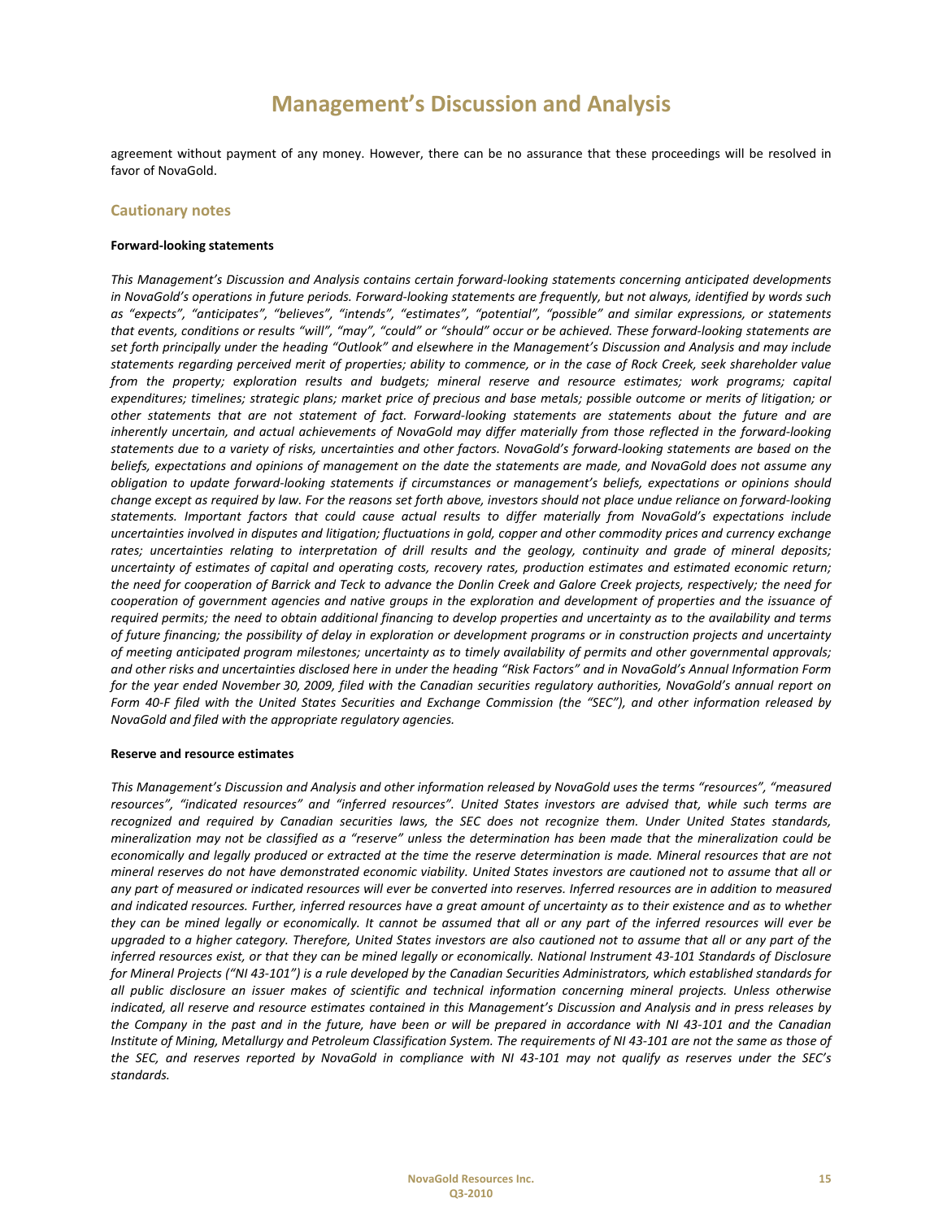agreement without payment of any money. However, there can be no assurance that these proceedings will be resolved in favor of NovaGold.

## Cautionary notes

**Forward-looking statements**

*This Management's Discussion and Analysis contains certain forward-looking statements concerning anticipated developments in NovaGold's operations in future periods. Forward-looking statements are frequently, but not always, identified by words such as "expects", "anticipates", "believes", "intends", "estimates", "potential", "possible" and similar expressions, or statements that events, conditions or results "will", "may", "could" or "should" occur or be achieved. These forward-looking statements are set forth principally under the heading "Outlook" and elsewhere in the Management's Discussion and Analysis and may include statements regarding perceived merit of properties; ability to commence, or in the case of Rock Creek, seek shareholder value from the property; exploration results and budgets; mineral reserve and resource estimates; work programs; capital expenditures; timelines; strategic plans; market price of precious and base metals; possible outcome or merits of litigation; or other statements that are not statement of fact. Forward-looking statements are statements about the future and are inherently uncertain, and actual achievements of NovaGold may differ materially from those reflected in the forward-looking statements due to a variety of risks, uncertainties and other factors. NovaGold's forward-looking statements are based on the beliefs, expectations and opinions of management on the date the statements are made, and NovaGold does not assume any obligation to update forward-looking statements if circumstances or management's beliefs, expectations or opinions should change except as required by law. For the reasons set forth above, investors should not place undue reliance on forward-looking statements. Important factors that could cause actual results to differ materially from NovaGold's expectations include uncertainties involved in disputes and litigation; fluctuations in gold, copper and other commodity prices and currency exchange rates; uncertainties relating to interpretation of drill results and the geology, continuity and grade of mineral deposits; uncertainty of estimates of capital and operating costs, recovery rates, production estimates and estimated economic return; the need for cooperation of Barrick and Teck to advance the Donlin Creek and Galore Creek projects, respectively; the need for cooperation of government agencies and native groups in the exploration and development of properties and the issuance of required permits; the need to obtain additional financing to develop properties and uncertainty as to the availability and terms of future financing; the possibility of delay in exploration or development programs or in construction projects and uncertainty of meeting anticipated program milestones; uncertainty as to timely availability of permits and other governmental approvals; and other risks and uncertainties disclosed here in under the heading "Risk Factors" and in NovaGold's Annual Information Form for the year ended November 30, 2009, filed with the Canadian securities regulatory authorities, NovaGold's annual report on Form 40-F filed with the United States Securities and Exchange Commission (the "SEC"), and other information released by NovaGold and filed with the appropriate regulatory agencies.*

**Reserve and resource estimates**

*This Management's Discussion and Analysis and other information released by NovaGold uses the terms "resources", "measured resources", "indicated resources" and "inferred resources". United States investors are advised that, while such terms are recognized and required by Canadian securities laws, the SEC does not recognize them. Under United States standards, mineralization may not be classified as a "reserve" unless the determination has been made that the mineralization could be economically and legally produced or extracted at the time the reserve determination is made. Mineral resources that are not mineral reserves do not have demonstrated economic viability. United States investors are cautioned not to assume that all or any part of measured or indicated resources will ever be converted into reserves. Inferred resources are in addition to measured and indicated resources. Further, inferred resources have a great amount of uncertainty as to their existence and as to whether they can be mined legally or economically. It cannot be assumed that all or any part of the inferred resources will ever be upgraded to a higher category. Therefore, United States investors are also cautioned not to assume that all or any part of the inferred resources exist, or that they can be mined legally or economically. National Instrument 43-101 Standards of Disclosure for Mineral Projects ("NI 43-101") is a rule developed by the Canadian Securities Administrators, which established standards for all public disclosure an issuer makes of scientific and technical information concerning mineral projects. Unless otherwise indicated, all reserve and resource estimates contained in this Management's Discussion and Analysis and in press releases by the Company in the past and in the future, have been or will be prepared in accordance with NI 43-101 and the Canadian Institute of Mining, Metallurgy and Petroleum Classification System. The requirements of NI 43-101 are not the same as those of the SEC, and reserves reported by NovaGold in compliance with NI 43-101 may not qualify as reserves under the SEC's standards.*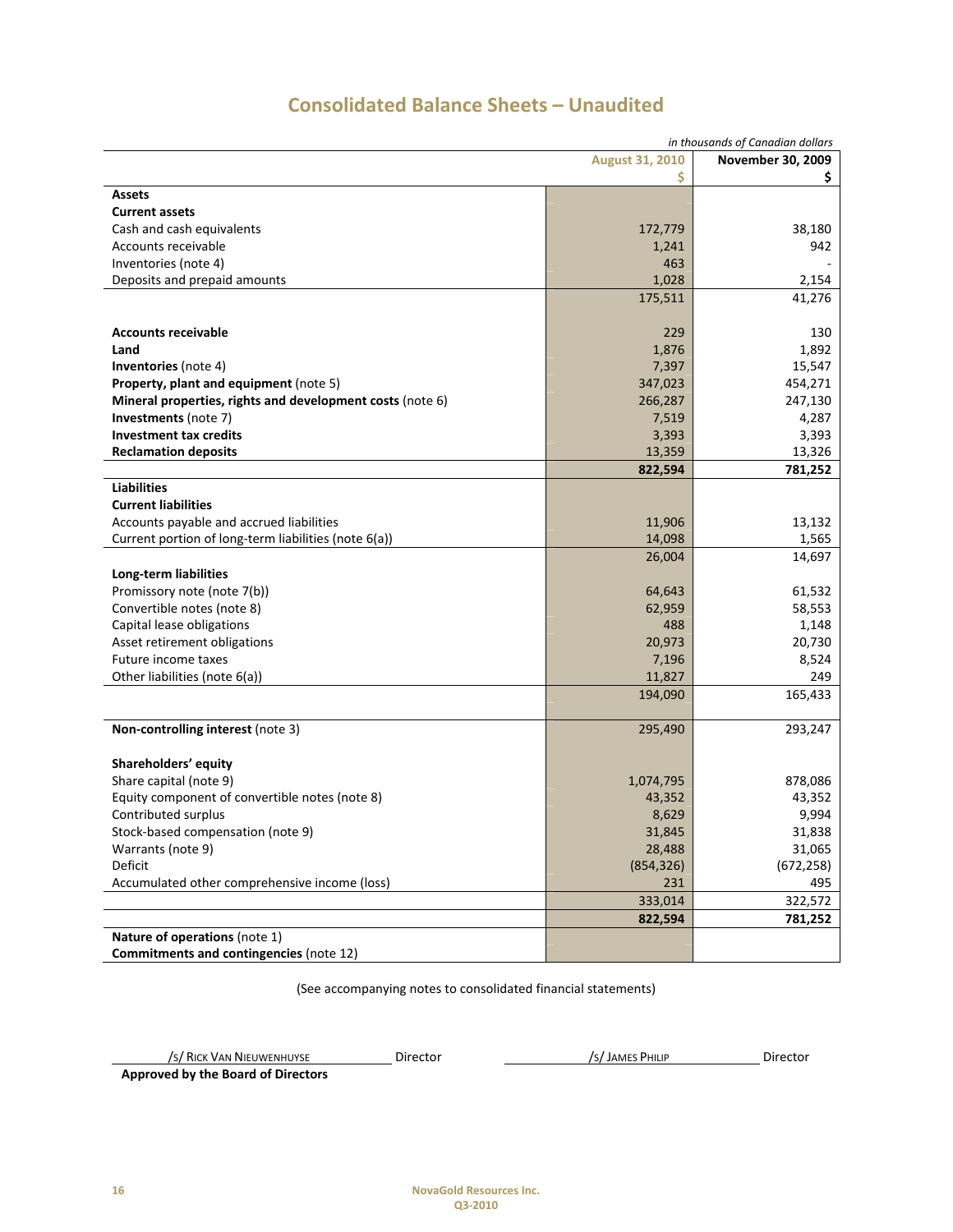# Consolidated Balance Sheets – Unaudited

*in thousands of Canadian dollars*

| | August 31, 2010<br>$ | November 30, 2009<br>$ |
|---|---|---|
| **Assets** | | |
| **Current assets** | | |
| Cash and cash equivalents | 172,779 | 38,180 |
| Accounts receivable | 1,241 | 942 |
| Inventories (note 4) | 463 | - |
| Deposits and prepaid amounts | 1,028 | 2,154 |
| | 175,511 | 41,276 |
| | | |
| **Accounts receivable** | 229 | 130 |
| **Land** | 1,876 | 1,892 |
| **Inventories** (note 4) | 7,397 | 15,547 |
| **Property, plant and equipment** (note 5) | 347,023 | 454,271 |
| **Mineral properties, rights and development costs** (note 6) | 266,287 | 247,130 |
| **Investments** (note 7) | 7,519 | 4,287 |
| **Investment tax credits** | 3,393 | 3,393 |
| **Reclamation deposits** | 13,359 | 13,326 |
| | **822,594** | **781,252** |
| **Liabilities** | | |
| **Current liabilities** | | |
| Accounts payable and accrued liabilities | 11,906 | 13,132 |
| Current portion of long-term liabilities (note 6(a)) | 14,098 | 1,565 |
| | 26,004 | 14,697 |
| **Long-term liabilities** | | |
| Promissory note (note 7(b)) | 64,643 | 61,532 |
| Convertible notes (note 8) | 62,959 | 58,553 |
| Capital lease obligations | 488 | 1,148 |
| Asset retirement obligations | 20,973 | 20,730 |
| Future income taxes | 7,196 | 8,524 |
| Other liabilities (note 6(a)) | 11,827 | 249 |
| | 194,090 | 165,433 |
| | | |
| **Non-controlling interest** (note 3) | 295,490 | 293,247 |
| | | |
| **Shareholders' equity** | | |
| Share capital (note 9) | 1,074,795 | 878,086 |
| Equity component of convertible notes (note 8) | 43,352 | 43,352 |
| Contributed surplus | 8,629 | 9,994 |
| Stock-based compensation (note 9) | 31,845 | 31,838 |
| Warrants (note 9) | 28,488 | 31,065 |
| Deficit | (854,326) | (672,258) |
| Accumulated other comprehensive income (loss) | 231 | 495 |
| | 333,014 | 322,572 |
| | **822,594** | **781,252** |
| **Nature of operations** (note 1) | | |
| **Commitments and contingencies** (note 12) | | |

(See accompanying notes to consolidated financial statements)

/s/ Rick Van Nieuwenhuyse Director /s/ James Philip Director

**Approved by the Board of Directors**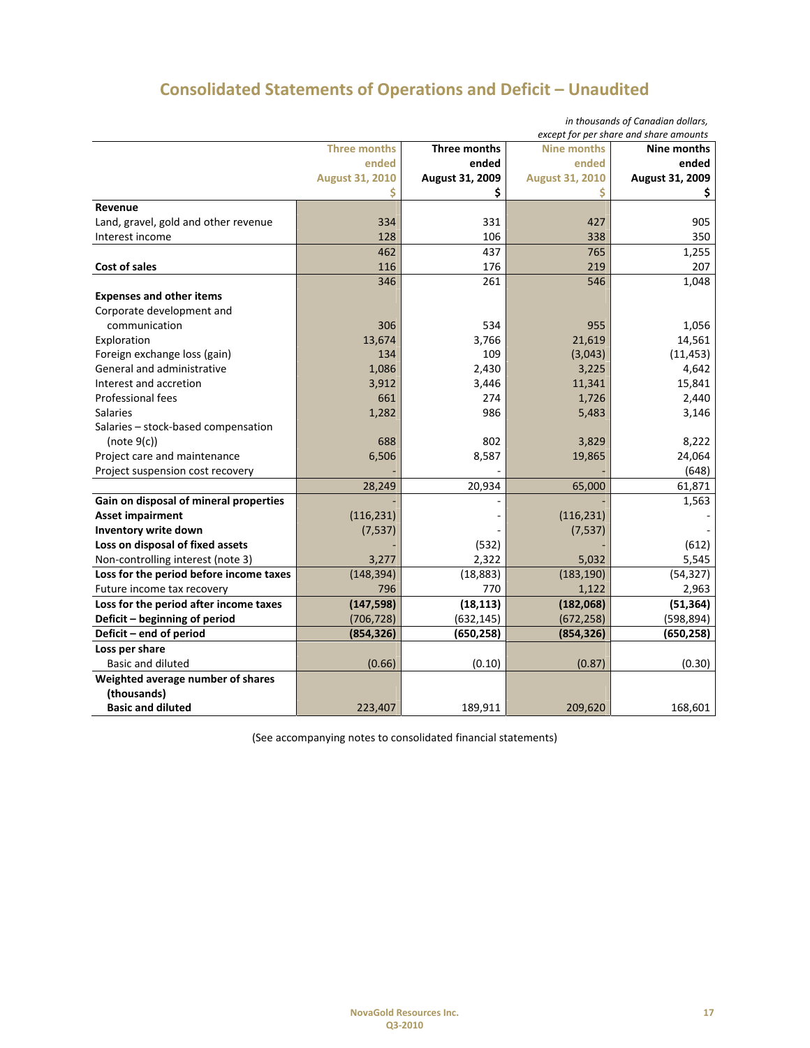# Consolidated Statements of Operations and Deficit – Unaudited

*in thousands of Canadian dollars, except for per share and share amounts*

| | Three months ended August 31, 2010 $ | Three months ended August 31, 2009 $ | Nine months ended August 31, 2010 $ | Nine months ended August 31, 2009 $ |
|---|---|---|---|---|
| **Revenue** | | | | |
| Land, gravel, gold and other revenue | 334 | 331 | 427 | 905 |
| Interest income | 128 | 106 | 338 | 350 |
| | 462 | 437 | 765 | 1,255 |
| **Cost of sales** | 116 | 176 | 219 | 207 |
| | 346 | 261 | 546 | 1,048 |
| **Expenses and other items** | | | | |
| Corporate development and communication | 306 | 534 | 955 | 1,056 |
| Exploration | 13,674 | 3,766 | 21,619 | 14,561 |
| Foreign exchange loss (gain) | 134 | 109 | (3,043) | (11,453) |
| General and administrative | 1,086 | 2,430 | 3,225 | 4,642 |
| Interest and accretion | 3,912 | 3,446 | 11,341 | 15,841 |
| Professional fees | 661 | 274 | 1,726 | 2,440 |
| Salaries | 1,282 | 986 | 5,483 | 3,146 |
| Salaries – stock-based compensation (note 9(c)) | 688 | 802 | 3,829 | 8,222 |
| Project care and maintenance | 6,506 | 8,587 | 19,865 | 24,064 |
| Project suspension cost recovery | - | - | - | (648) |
| | 28,249 | 20,934 | 65,000 | 61,871 |
| **Gain on disposal of mineral properties** | - | - | - | 1,563 |
| **Asset impairment** | (116,231) | - | (116,231) | - |
| **Inventory write down** | (7,537) | - | (7,537) | - |
| **Loss on disposal of fixed assets** | - | (532) | - | (612) |
| Non-controlling interest (note 3) | 3,277 | 2,322 | 5,032 | 5,545 |
| **Loss for the period before income taxes** | (148,394) | (18,883) | (183,190) | (54,327) |
| Future income tax recovery | 796 | 770 | 1,122 | 2,963 |
| **Loss for the period after income taxes** | **(147,598)** | **(18,113)** | **(182,068)** | **(51,364)** |
| **Deficit – beginning of period** | (706,728) | (632,145) | (672,258) | (598,894) |
| **Deficit – end of period** | **(854,326)** | **(650,258)** | **(854,326)** | **(650,258)** |
| **Loss per share** | | | | |
| Basic and diluted | (0.66) | (0.10) | (0.87) | (0.30) |
| **Weighted average number of shares (thousands)** | | | | |
| **Basic and diluted** | 223,407 | 189,911 | 209,620 | 168,601 |

(See accompanying notes to consolidated financial statements)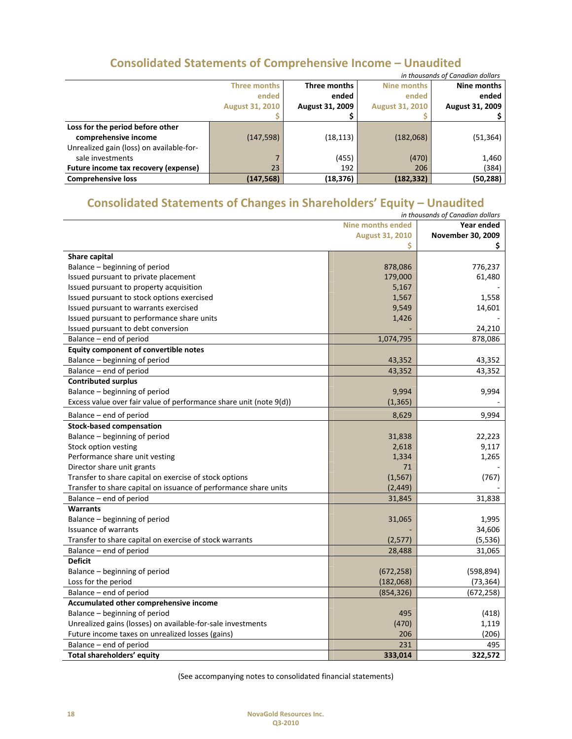## Consolidated Statements of Comprehensive Income – Unaudited

*in thousands of Canadian dollars*

| | Three months ended August 31, 2010 $ | Three months ended August 31, 2009 $ | Nine months ended August 31, 2010 $ | Nine months ended August 31, 2009 $ |
|---|---|---|---|---|
| **Loss for the period before other comprehensive income** | (147,598) | (18,113) | (182,068) | (51,364) |
| Unrealized gain (loss) on available-for-sale investments | 7 | (455) | (470) | 1,460 |
| **Future income tax recovery (expense)** | 23 | 192 | 206 | (384) |
| **Comprehensive loss** | **(147,568)** | **(18,376)** | **(182,332)** | **(50,288)** |

## Consolidated Statements of Changes in Shareholders' Equity – Unaudited

*in thousands of Canadian dollars*

| | Nine months ended August 31, 2010 $ | Year ended November 30, 2009 $ |
|---|---|---|
| **Share capital** | | |
| Balance – beginning of period | 878,086 | 776,237 |
| Issued pursuant to private placement | 179,000 | 61,480 |
| Issued pursuant to property acquisition | 5,167 | - |
| Issued pursuant to stock options exercised | 1,567 | 1,558 |
| Issued pursuant to warrants exercised | 9,549 | 14,601 |
| Issued pursuant to performance share units | 1,426 | - |
| Issued pursuant to debt conversion | - | 24,210 |
| Balance – end of period | 1,074,795 | 878,086 |
| **Equity component of convertible notes** | | |
| Balance – beginning of period | 43,352 | 43,352 |
| Balance – end of period | 43,352 | 43,352 |
| **Contributed surplus** | | |
| Balance – beginning of period | 9,994 | 9,994 |
| Excess value over fair value of performance share unit (note 9(d)) | (1,365) | - |
| Balance – end of period | 8,629 | 9,994 |
| **Stock-based compensation** | | |
| Balance – beginning of period | 31,838 | 22,223 |
| Stock option vesting | 2,618 | 9,117 |
| Performance share unit vesting | 1,334 | 1,265 |
| Director share unit grants | 71 | - |
| Transfer to share capital on exercise of stock options | (1,567) | (767) |
| Transfer to share capital on issuance of performance share units | (2,449) | - |
| Balance – end of period | 31,845 | 31,838 |
| **Warrants** | | |
| Balance – beginning of period | 31,065 | 1,995 |
| Issuance of warrants | - | 34,606 |
| Transfer to share capital on exercise of stock warrants | (2,577) | (5,536) |
| Balance – end of period | 28,488 | 31,065 |
| **Deficit** | | |
| Balance – beginning of period | (672,258) | (598,894) |
| Loss for the period | (182,068) | (73,364) |
| Balance – end of period | (854,326) | (672,258) |
| **Accumulated other comprehensive income** | | |
| Balance – beginning of period | 495 | (418) |
| Unrealized gains (losses) on available-for-sale investments | (470) | 1,119 |
| Future income taxes on unrealized losses (gains) | 206 | (206) |
| Balance – end of period | 231 | 495 |
| **Total shareholders' equity** | **333,014** | **322,572** |

(See accompanying notes to consolidated financial statements)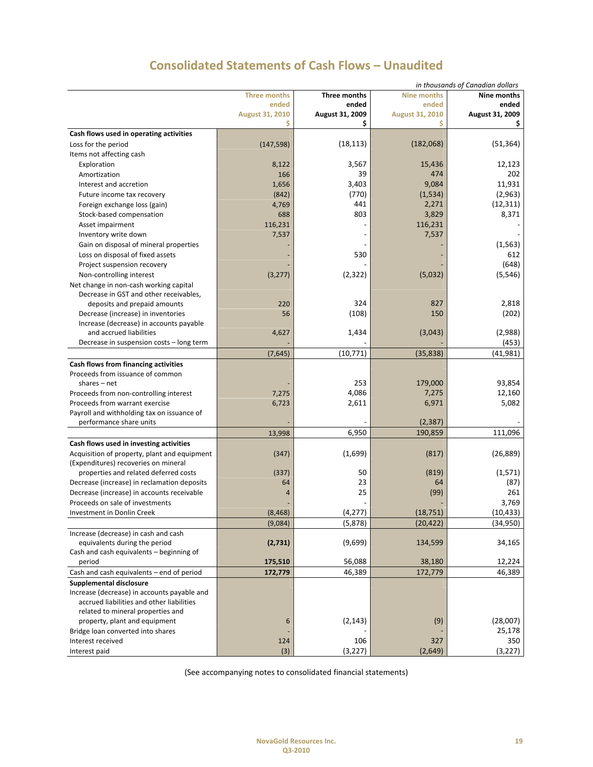# Consolidated Statements of Cash Flows – Unaudited

*in thousands of Canadian dollars*

| | Three months ended August 31, 2010 $ | Three months ended August 31, 2009 $ | Nine months ended August 31, 2010 $ | Nine months ended August 31, 2009 $ |
|---|---|---|---|---|
| **Cash flows used in operating activities** | | | | |
| Loss for the period | (147,598) | (18,113) | (182,068) | (51,364) |
| Items not affecting cash | | | | |
| Exploration | 8,122 | 3,567 | 15,436 | 12,123 |
| Amortization | 166 | 39 | 474 | 202 |
| Interest and accretion | 1,656 | 3,403 | 9,084 | 11,931 |
| Future income tax recovery | (842) | (770) | (1,534) | (2,963) |
| Foreign exchange loss (gain) | 4,769 | 441 | 2,271 | (12,311) |
| Stock-based compensation | 688 | 803 | 3,829 | 8,371 |
| Asset impairment | 116,231 | - | 116,231 | - |
| Inventory write down | 7,537 | - | 7,537 | - |
| Gain on disposal of mineral properties | - | - | - | (1,563) |
| Loss on disposal of fixed assets | - | 530 | - | 612 |
| Project suspension recovery | - | - | - | (648) |
| Non-controlling interest | (3,277) | (2,322) | (5,032) | (5,546) |
| Net change in non-cash working capital | | | | |
| Decrease in GST and other receivables, deposits and prepaid amounts | 220 | 324 | 827 | 2,818 |
| Decrease (increase) in inventories | 56 | (108) | 150 | (202) |
| Increase (decrease) in accounts payable and accrued liabilities | 4,627 | 1,434 | (3,043) | (2,988) |
| Decrease in suspension costs – long term | - | - | - | (453) |
| | (7,645) | (10,771) | (35,838) | (41,981) |
| **Cash flows from financing activities** | | | | |
| Proceeds from issuance of common shares – net | - | 253 | 179,000 | 93,854 |
| Proceeds from non-controlling interest | 7,275 | 4,086 | 7,275 | 12,160 |
| Proceeds from warrant exercise | 6,723 | 2,611 | 6,971 | 5,082 |
| Payroll and withholding tax on issuance of performance share units | - | - | (2,387) | - |
| | 13,998 | 6,950 | 190,859 | 111,096 |
| **Cash flows used in investing activities** | | | | |
| Acquisition of property, plant and equipment | (347) | (1,699) | (817) | (26,889) |
| (Expenditures) recoveries on mineral properties and related deferred costs | (337) | 50 | (819) | (1,571) |
| Decrease (increase) in reclamation deposits | 64 | 23 | 64 | (87) |
| Decrease (increase) in accounts receivable | 4 | 25 | (99) | 261 |
| Proceeds on sale of investments | - | - | - | 3,769 |
| Investment in Donlin Creek | (8,468) | (4,277) | (18,751) | (10,433) |
| | (9,084) | (5,878) | (20,422) | (34,950) |
| Increase (decrease) in cash and cash equivalents during the period | **(2,731)** | (9,699) | 134,599 | 34,165 |
| Cash and cash equivalents – beginning of period | **175,510** | 56,088 | 38,180 | 12,224 |
| Cash and cash equivalents – end of period | **172,779** | 46,389 | 172,779 | 46,389 |
| **Supplemental disclosure** | | | | |
| Increase (decrease) in accounts payable and accrued liabilities and other liabilities related to mineral properties and property, plant and equipment | 6 | (2,143) | (9) | (28,007) |
| Bridge loan converted into shares | - | - | - | 25,178 |
| Interest received | 124 | 106 | 327 | 350 |
| Interest paid | (3) | (3,227) | (2,649) | (3,227) |

(See accompanying notes to consolidated financial statements)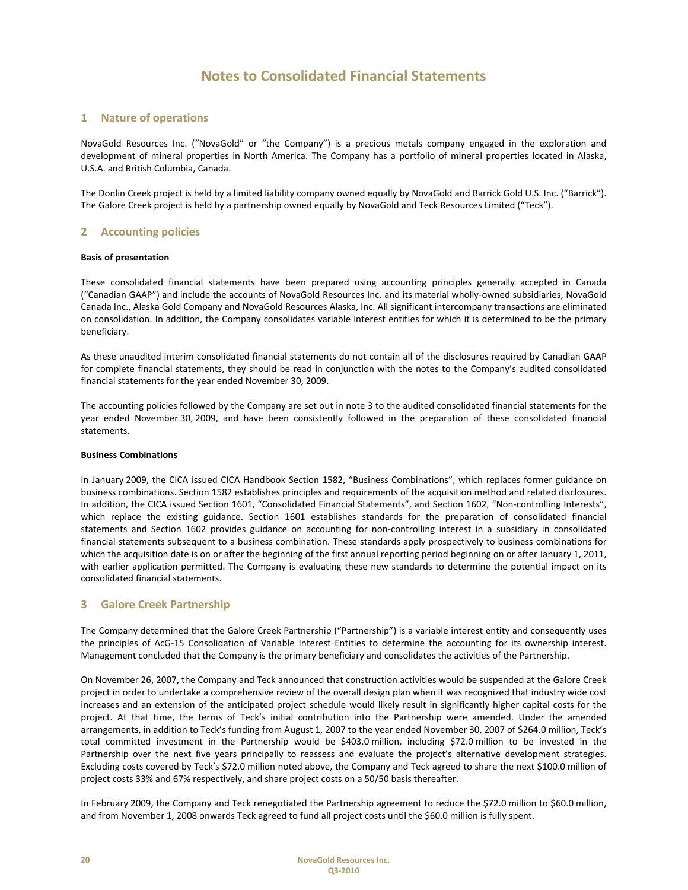# Notes to Consolidated Financial Statements

## 1 Nature of operations

NovaGold Resources Inc. ("NovaGold" or "the Company") is a precious metals company engaged in the exploration and development of mineral properties in North America. The Company has a portfolio of mineral properties located in Alaska, U.S.A. and British Columbia, Canada.

The Donlin Creek project is held by a limited liability company owned equally by NovaGold and Barrick Gold U.S. Inc. ("Barrick"). The Galore Creek project is held by a partnership owned equally by NovaGold and Teck Resources Limited ("Teck").

## 2 Accounting policies

**Basis of presentation**

These consolidated financial statements have been prepared using accounting principles generally accepted in Canada ("Canadian GAAP") and include the accounts of NovaGold Resources Inc. and its material wholly-owned subsidiaries, NovaGold Canada Inc., Alaska Gold Company and NovaGold Resources Alaska, Inc. All significant intercompany transactions are eliminated on consolidation. In addition, the Company consolidates variable interest entities for which it is determined to be the primary beneficiary.

As these unaudited interim consolidated financial statements do not contain all of the disclosures required by Canadian GAAP for complete financial statements, they should be read in conjunction with the notes to the Company's audited consolidated financial statements for the year ended November 30, 2009.

The accounting policies followed by the Company are set out in note 3 to the audited consolidated financial statements for the year ended November 30, 2009, and have been consistently followed in the preparation of these consolidated financial statements.

**Business Combinations**

In January 2009, the CICA issued CICA Handbook Section 1582, "Business Combinations", which replaces former guidance on business combinations. Section 1582 establishes principles and requirements of the acquisition method and related disclosures. In addition, the CICA issued Section 1601, "Consolidated Financial Statements", and Section 1602, "Non-controlling Interests", which replace the existing guidance. Section 1601 establishes standards for the preparation of consolidated financial statements and Section 1602 provides guidance on accounting for non-controlling interest in a subsidiary in consolidated financial statements subsequent to a business combination. These standards apply prospectively to business combinations for which the acquisition date is on or after the beginning of the first annual reporting period beginning on or after January 1, 2011, with earlier application permitted. The Company is evaluating these new standards to determine the potential impact on its consolidated financial statements.

## 3 Galore Creek Partnership

The Company determined that the Galore Creek Partnership ("Partnership") is a variable interest entity and consequently uses the principles of AcG-15 Consolidation of Variable Interest Entities to determine the accounting for its ownership interest. Management concluded that the Company is the primary beneficiary and consolidates the activities of the Partnership.

On November 26, 2007, the Company and Teck announced that construction activities would be suspended at the Galore Creek project in order to undertake a comprehensive review of the overall design plan when it was recognized that industry wide cost increases and an extension of the anticipated project schedule would likely result in significantly higher capital costs for the project. At that time, the terms of Teck's initial contribution into the Partnership were amended. Under the amended arrangements, in addition to Teck's funding from August 1, 2007 to the year ended November 30, 2007 of $264.0 million, Teck's total committed investment in the Partnership would be $403.0 million, including $72.0 million to be invested in the Partnership over the next five years principally to reassess and evaluate the project's alternative development strategies. Excluding costs covered by Teck's $72.0 million noted above, the Company and Teck agreed to share the next $100.0 million of project costs 33% and 67% respectively, and share project costs on a 50/50 basis thereafter.

In February 2009, the Company and Teck renegotiated the Partnership agreement to reduce the $72.0 million to $60.0 million, and from November 1, 2008 onwards Teck agreed to fund all project costs until the $60.0 million is fully spent.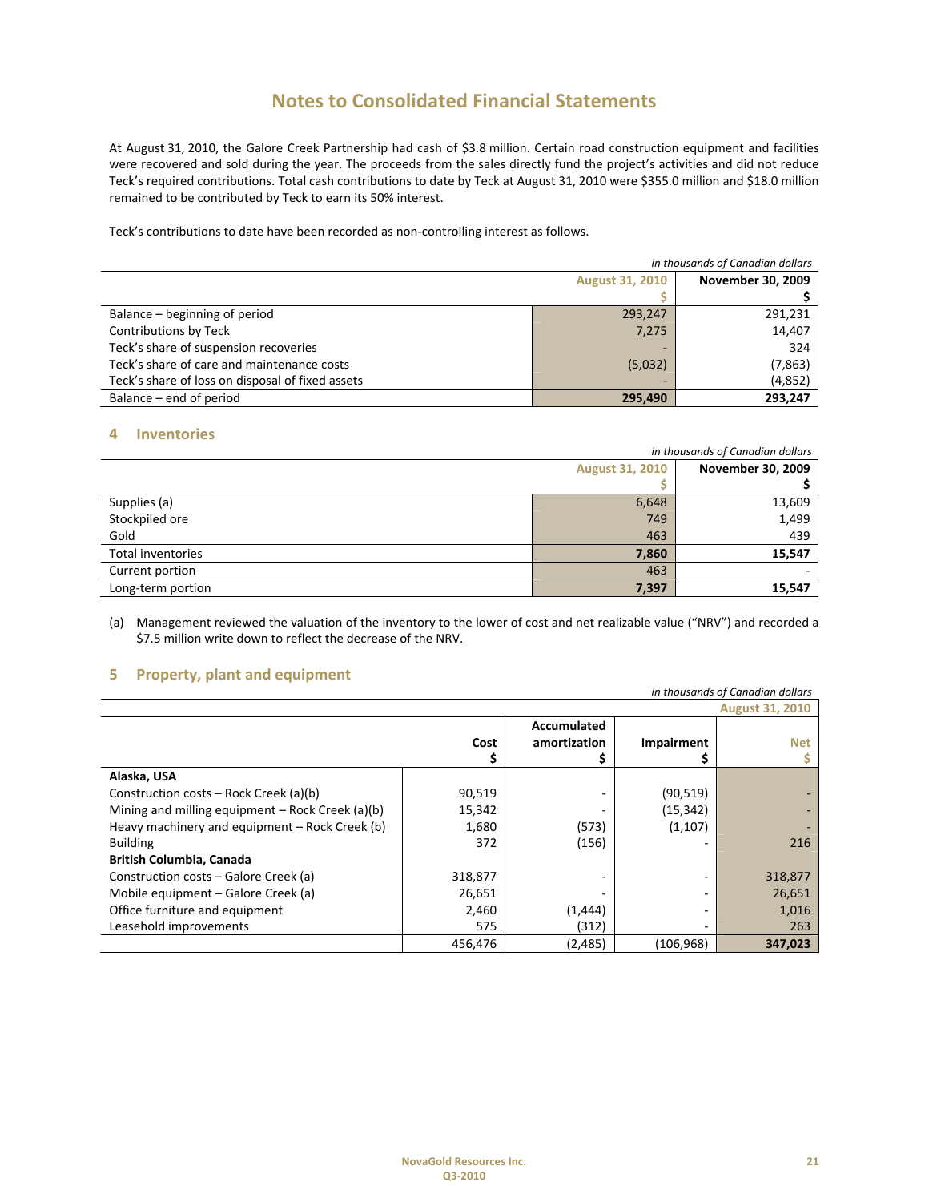# Notes to Consolidated Financial Statements

At August 31, 2010, the Galore Creek Partnership had cash of $3.8 million. Certain road construction equipment and facilities were recovered and sold during the year. The proceeds from the sales directly fund the project's activities and did not reduce Teck's required contributions. Total cash contributions to date by Teck at August 31, 2010 were $355.0 million and $18.0 million remained to be contributed by Teck to earn its 50% interest.

Teck's contributions to date have been recorded as non-controlling interest as follows.

*in thousands of Canadian dollars*

| | August 31, 2010<br>$ | November 30, 2009<br>$ |
|---|---|---|
| Balance – beginning of period | 293,247 | 291,231 |
| Contributions by Teck | 7,275 | 14,407 |
| Teck's share of suspension recoveries | - | 324 |
| Teck's share of care and maintenance costs | (5,032) | (7,863) |
| Teck's share of loss on disposal of fixed assets | - | (4,852) |
| Balance – end of period | **295,490** | **293,247** |

## 4 Inventories

*in thousands of Canadian dollars*

| | August 31, 2010<br>$ | November 30, 2009<br>$ |
|---|---|---|
| Supplies (a) | 6,648 | 13,609 |
| Stockpiled ore | 749 | 1,499 |
| Gold | 463 | 439 |
| Total inventories | **7,860** | **15,547** |
| Current portion | 463 | - |
| Long-term portion | **7,397** | **15,547** |

(a) Management reviewed the valuation of the inventory to the lower of cost and net realizable value ("NRV") and recorded a $7.5 million write down to reflect the decrease of the NRV.

## 5 Property, plant and equipment

*in thousands of Canadian dollars*

| | | | | August 31, 2010 |
|---|---|---|---|---|
| | Cost<br>$ | Accumulated amortization<br>$ | Impairment<br>$ | Net<br>$ |
| **Alaska, USA** | | | | |
| Construction costs – Rock Creek (a)(b) | 90,519 | - | (90,519) | - |
| Mining and milling equipment – Rock Creek (a)(b) | 15,342 | - | (15,342) | - |
| Heavy machinery and equipment – Rock Creek (b) | 1,680 | (573) | (1,107) | - |
| Building | 372 | (156) | - | 216 |
| **British Columbia, Canada** | | | | |
| Construction costs – Galore Creek (a) | 318,877 | - | - | 318,877 |
| Mobile equipment – Galore Creek (a) | 26,651 | - | - | 26,651 |
| Office furniture and equipment | 2,460 | (1,444) | - | 1,016 |
| Leasehold improvements | 575 | (312) | - | 263 |
| | 456,476 | (2,485) | (106,968) | **347,023** |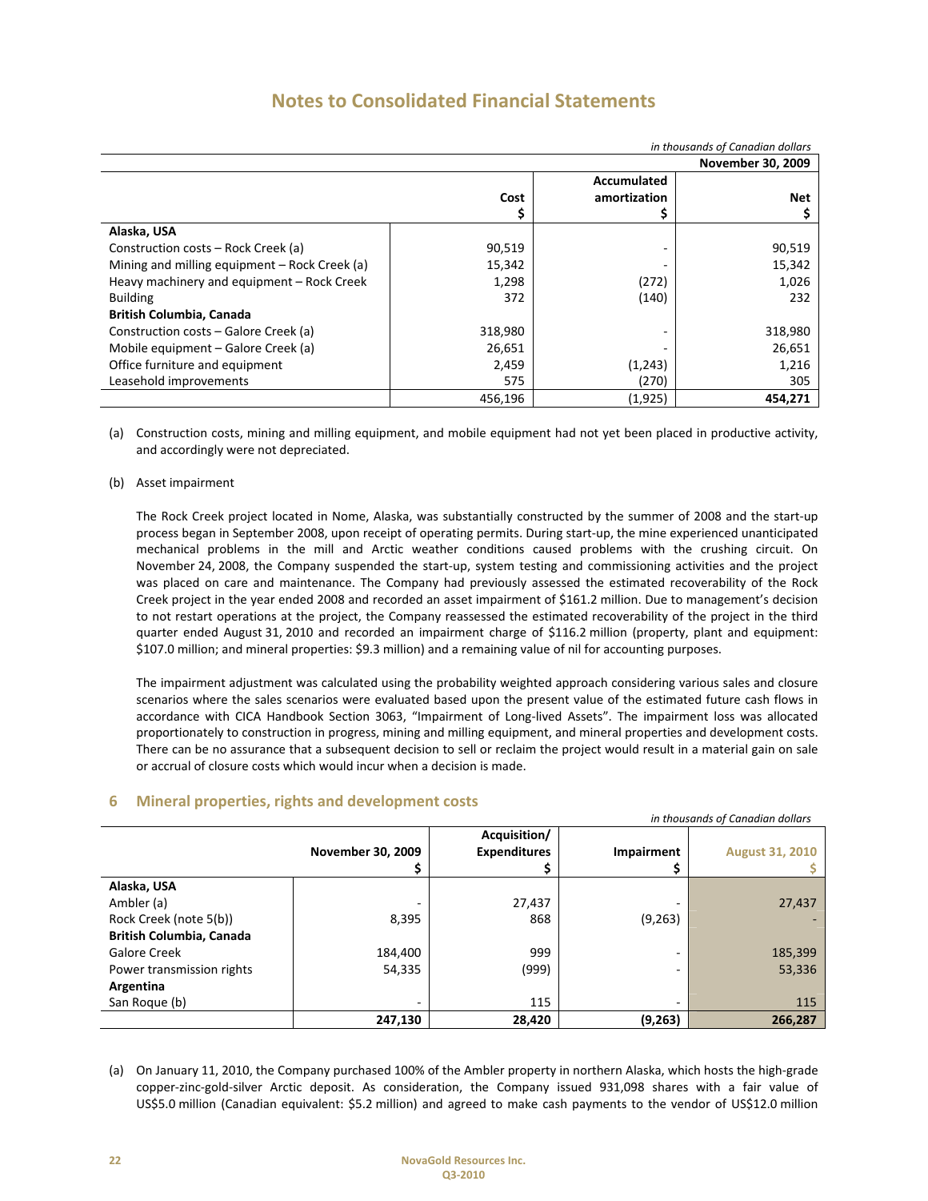# Notes to Consolidated Financial Statements

*in thousands of Canadian dollars*

| | | | November 30, 2009 |
|---|---|---|---|
| | **Cost** $ | **Accumulated amortization** $ | **Net** $ |
| **Alaska, USA** | | | |
| Construction costs – Rock Creek (a) | 90,519 | - | 90,519 |
| Mining and milling equipment – Rock Creek (a) | 15,342 | - | 15,342 |
| Heavy machinery and equipment – Rock Creek | 1,298 | (272) | 1,026 |
| Building | 372 | (140) | 232 |
| **British Columbia, Canada** | | | |
| Construction costs – Galore Creek (a) | 318,980 | - | 318,980 |
| Mobile equipment – Galore Creek (a) | 26,651 | - | 26,651 |
| Office furniture and equipment | 2,459 | (1,243) | 1,216 |
| Leasehold improvements | 575 | (270) | 305 |
| | 456,196 | (1,925) | **454,271** |

(a) Construction costs, mining and milling equipment, and mobile equipment had not yet been placed in productive activity, and accordingly were not depreciated.

(b) Asset impairment

The Rock Creek project located in Nome, Alaska, was substantially constructed by the summer of 2008 and the start-up process began in September 2008, upon receipt of operating permits. During start-up, the mine experienced unanticipated mechanical problems in the mill and Arctic weather conditions caused problems with the crushing circuit. On November 24, 2008, the Company suspended the start-up, system testing and commissioning activities and the project was placed on care and maintenance. The Company had previously assessed the estimated recoverability of the Rock Creek project in the year ended 2008 and recorded an asset impairment of $161.2 million. Due to management's decision to not restart operations at the project, the Company reassessed the estimated recoverability of the project in the third quarter ended August 31, 2010 and recorded an impairment charge of $116.2 million (property, plant and equipment: $107.0 million; and mineral properties: $9.3 million) and a remaining value of nil for accounting purposes.

The impairment adjustment was calculated using the probability weighted approach considering various sales and closure scenarios where the sales scenarios were evaluated based upon the present value of the estimated future cash flows in accordance with CICA Handbook Section 3063, "Impairment of Long-lived Assets". The impairment loss was allocated proportionately to construction in progress, mining and milling equipment, and mineral properties and development costs. There can be no assurance that a subsequent decision to sell or reclaim the project would result in a material gain on sale or accrual of closure costs which would incur when a decision is made.

## 6 Mineral properties, rights and development costs

*in thousands of Canadian dollars*

| | November 30, 2009 $ | Acquisition/ Expenditures $ | Impairment $ | August 31, 2010 $ |
|---|---|---|---|---|
| **Alaska, USA** | | | | |
| Ambler (a) | - | 27,437 | - | 27,437 |
| Rock Creek (note 5(b)) | 8,395 | 868 | (9,263) | - |
| **British Columbia, Canada** | | | | |
| Galore Creek | 184,400 | 999 | - | 185,399 |
| Power transmission rights | 54,335 | (999) | - | 53,336 |
| **Argentina** | | | | |
| San Roque (b) | - | 115 | - | 115 |
| | **247,130** | **28,420** | **(9,263)** | **266,287** |

(a) On January 11, 2010, the Company purchased 100% of the Ambler property in northern Alaska, which hosts the high-grade copper-zinc-gold-silver Arctic deposit. As consideration, the Company issued 931,098 shares with a fair value of US$5.0 million (Canadian equivalent: $5.2 million) and agreed to make cash payments to the vendor of US$12.0 million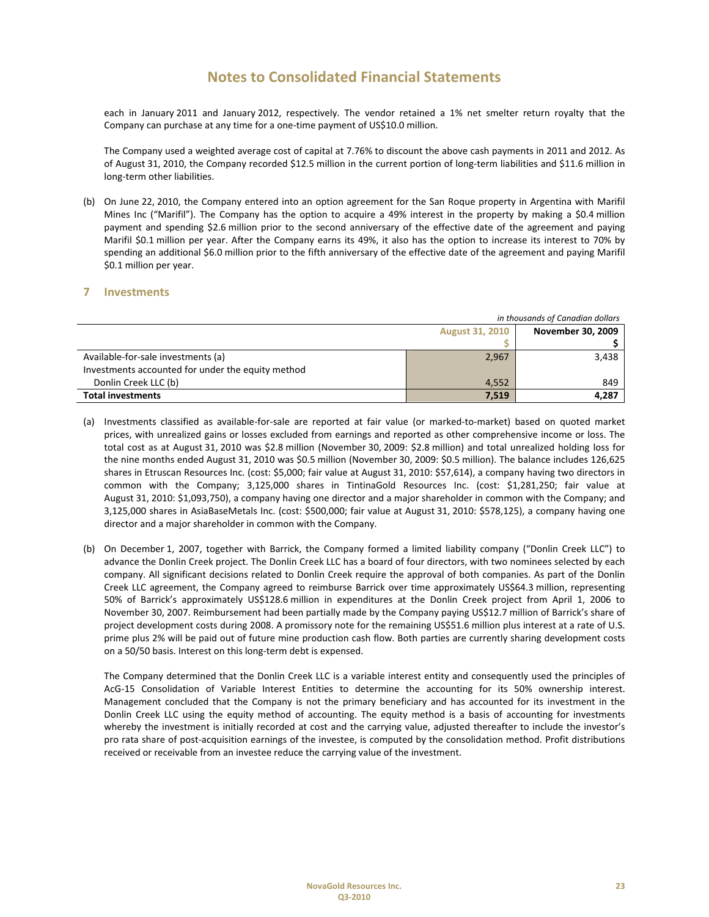# Notes to Consolidated Financial Statements

each in January 2011 and January 2012, respectively. The vendor retained a 1% net smelter return royalty that the Company can purchase at any time for a one-time payment of US$10.0 million.

The Company used a weighted average cost of capital at 7.76% to discount the above cash payments in 2011 and 2012. As of August 31, 2010, the Company recorded $12.5 million in the current portion of long-term liabilities and $11.6 million in long-term other liabilities.

(b) On June 22, 2010, the Company entered into an option agreement for the San Roque property in Argentina with Marifil Mines Inc ("Marifil"). The Company has the option to acquire a 49% interest in the property by making a $0.4 million payment and spending $2.6 million prior to the second anniversary of the effective date of the agreement and paying Marifil $0.1 million per year. After the Company earns its 49%, it also has the option to increase its interest to 70% by spending an additional $6.0 million prior to the fifth anniversary of the effective date of the agreement and paying Marifil $0.1 million per year.

## 7 Investments

*in thousands of Canadian dollars*

| | August 31, 2010<br>$ | November 30, 2009<br>$ |
|---|---|---|
| Available-for-sale investments (a) | 2,967 | 3,438 |
| Investments accounted for under the equity method | | |
| Donlin Creek LLC (b) | 4,552 | 849 |
| **Total investments** | **7,519** | **4,287** |

(a) Investments classified as available-for-sale are reported at fair value (or marked-to-market) based on quoted market prices, with unrealized gains or losses excluded from earnings and reported as other comprehensive income or loss. The total cost as at August 31, 2010 was $2.8 million (November 30, 2009: $2.8 million) and total unrealized holding loss for the nine months ended August 31, 2010 was $0.5 million (November 30, 2009: $0.5 million). The balance includes 126,625 shares in Etruscan Resources Inc. (cost: $5,000; fair value at August 31, 2010: $57,614), a company having two directors in common with the Company; 3,125,000 shares in TintinaGold Resources Inc. (cost: $1,281,250; fair value at August 31, 2010: $1,093,750), a company having one director and a major shareholder in common with the Company; and 3,125,000 shares in AsiaBaseMetals Inc. (cost: $500,000; fair value at August 31, 2010: $578,125), a company having one director and a major shareholder in common with the Company.

(b) On December 1, 2007, together with Barrick, the Company formed a limited liability company ("Donlin Creek LLC") to advance the Donlin Creek project. The Donlin Creek LLC has a board of four directors, with two nominees selected by each company. All significant decisions related to Donlin Creek require the approval of both companies. As part of the Donlin Creek LLC agreement, the Company agreed to reimburse Barrick over time approximately US$64.3 million, representing 50% of Barrick's approximately US$128.6 million in expenditures at the Donlin Creek project from April 1, 2006 to November 30, 2007. Reimbursement had been partially made by the Company paying US$12.7 million of Barrick's share of project development costs during 2008. A promissory note for the remaining US$51.6 million plus interest at a rate of U.S. prime plus 2% will be paid out of future mine production cash flow. Both parties are currently sharing development costs on a 50/50 basis. Interest on this long-term debt is expensed.

The Company determined that the Donlin Creek LLC is a variable interest entity and consequently used the principles of AcG-15 Consolidation of Variable Interest Entities to determine the accounting for its 50% ownership interest. Management concluded that the Company is not the primary beneficiary and has accounted for its investment in the Donlin Creek LLC using the equity method of accounting. The equity method is a basis of accounting for investments whereby the investment is initially recorded at cost and the carrying value, adjusted thereafter to include the investor's pro rata share of post-acquisition earnings of the investee, is computed by the consolidation method. Profit distributions received or receivable from an investee reduce the carrying value of the investment.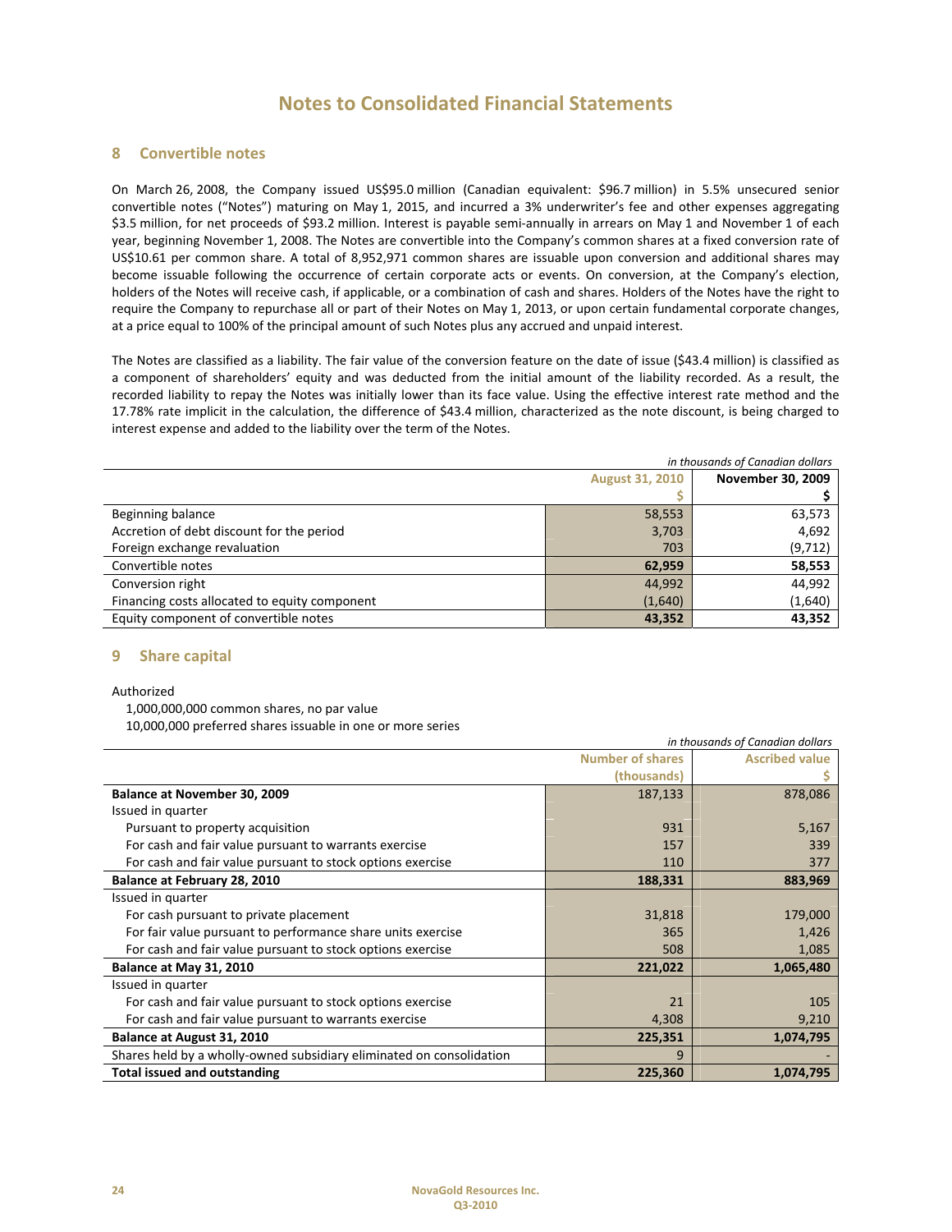# Notes to Consolidated Financial Statements

## 8 Convertible notes

On March 26, 2008, the Company issued US$95.0 million (Canadian equivalent: $96.7 million) in 5.5% unsecured senior convertible notes ("Notes") maturing on May 1, 2015, and incurred a 3% underwriter's fee and other expenses aggregating $3.5 million, for net proceeds of $93.2 million. Interest is payable semi-annually in arrears on May 1 and November 1 of each year, beginning November 1, 2008. The Notes are convertible into the Company's common shares at a fixed conversion rate of US$10.61 per common share. A total of 8,952,971 common shares are issuable upon conversion and additional shares may become issuable following the occurrence of certain corporate acts or events. On conversion, at the Company's election, holders of the Notes will receive cash, if applicable, or a combination of cash and shares. Holders of the Notes have the right to require the Company to repurchase all or part of their Notes on May 1, 2013, or upon certain fundamental corporate changes, at a price equal to 100% of the principal amount of such Notes plus any accrued and unpaid interest.

The Notes are classified as a liability. The fair value of the conversion feature on the date of issue ($43.4 million) is classified as a component of shareholders' equity and was deducted from the initial amount of the liability recorded. As a result, the recorded liability to repay the Notes was initially lower than its face value. Using the effective interest rate method and the 17.78% rate implicit in the calculation, the difference of $43.4 million, characterized as the note discount, is being charged to interest expense and added to the liability over the term of the Notes.

*in thousands of Canadian dollars*

| | August 31, 2010<br>$ | November 30, 2009<br>$ |
|---|---|---|
| Beginning balance | 58,553 | 63,573 |
| Accretion of debt discount for the period | 3,703 | 4,692 |
| Foreign exchange revaluation | 703 | (9,712) |
| Convertible notes | **62,959** | **58,553** |
| Conversion right | 44,992 | 44,992 |
| Financing costs allocated to equity component | (1,640) | (1,640) |
| Equity component of convertible notes | **43,352** | **43,352** |

## 9 Share capital

Authorized

1,000,000,000 common shares, no par value

10,000,000 preferred shares issuable in one or more series

*in thousands of Canadian dollars*

| | Number of shares (thousands) | Ascribed value $ |
|---|---|---|
| **Balance at November 30, 2009** | 187,133 | 878,086 |
| Issued in quarter | | |
| Pursuant to property acquisition | 931 | 5,167 |
| For cash and fair value pursuant to warrants exercise | 157 | 339 |
| For cash and fair value pursuant to stock options exercise | 110 | 377 |
| **Balance at February 28, 2010** | **188,331** | **883,969** |
| Issued in quarter | | |
| For cash pursuant to private placement | 31,818 | 179,000 |
| For fair value pursuant to performance share units exercise | 365 | 1,426 |
| For cash and fair value pursuant to stock options exercise | 508 | 1,085 |
| **Balance at May 31, 2010** | **221,022** | **1,065,480** |
| Issued in quarter | | |
| For cash and fair value pursuant to stock options exercise | 21 | 105 |
| For cash and fair value pursuant to warrants exercise | 4,308 | 9,210 |
| **Balance at August 31, 2010** | **225,351** | **1,074,795** |
| Shares held by a wholly-owned subsidiary eliminated on consolidation | 9 | - |
| **Total issued and outstanding** | **225,360** | **1,074,795** |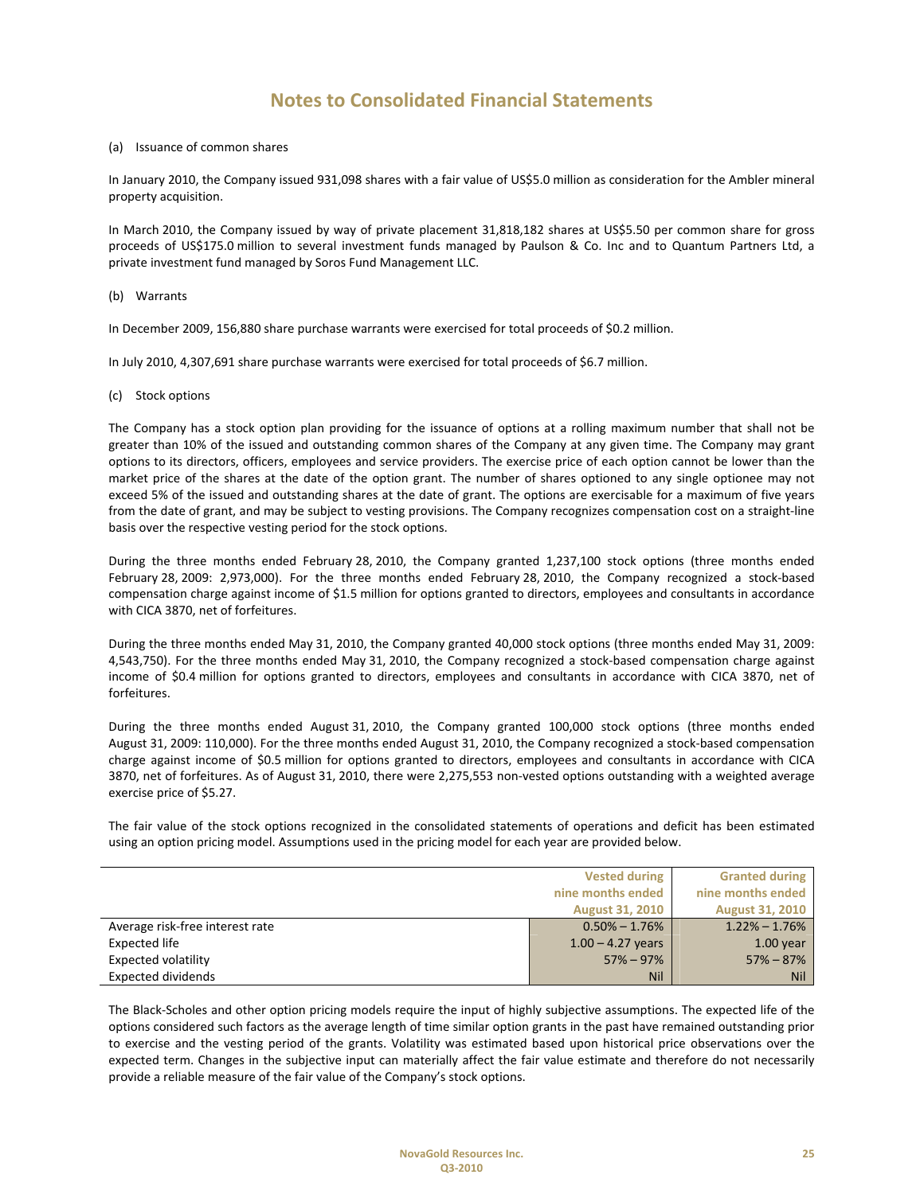# Notes to Consolidated Financial Statements

(a) Issuance of common shares

In January 2010, the Company issued 931,098 shares with a fair value of US$5.0 million as consideration for the Ambler mineral property acquisition.

In March 2010, the Company issued by way of private placement 31,818,182 shares at US$5.50 per common share for gross proceeds of US$175.0 million to several investment funds managed by Paulson & Co. Inc and to Quantum Partners Ltd, a private investment fund managed by Soros Fund Management LLC.

(b) Warrants

In December 2009, 156,880 share purchase warrants were exercised for total proceeds of $0.2 million.

In July 2010, 4,307,691 share purchase warrants were exercised for total proceeds of $6.7 million.

(c) Stock options

The Company has a stock option plan providing for the issuance of options at a rolling maximum number that shall not be greater than 10% of the issued and outstanding common shares of the Company at any given time. The Company may grant options to its directors, officers, employees and service providers. The exercise price of each option cannot be lower than the market price of the shares at the date of the option grant. The number of shares optioned to any single optionee may not exceed 5% of the issued and outstanding shares at the date of grant. The options are exercisable for a maximum of five years from the date of grant, and may be subject to vesting provisions. The Company recognizes compensation cost on a straight-line basis over the respective vesting period for the stock options.

During the three months ended February 28, 2010, the Company granted 1,237,100 stock options (three months ended February 28, 2009: 2,973,000). For the three months ended February 28, 2010, the Company recognized a stock-based compensation charge against income of $1.5 million for options granted to directors, employees and consultants in accordance with CICA 3870, net of forfeitures.

During the three months ended May 31, 2010, the Company granted 40,000 stock options (three months ended May 31, 2009: 4,543,750). For the three months ended May 31, 2010, the Company recognized a stock-based compensation charge against income of $0.4 million for options granted to directors, employees and consultants in accordance with CICA 3870, net of forfeitures.

During the three months ended August 31, 2010, the Company granted 100,000 stock options (three months ended August 31, 2009: 110,000). For the three months ended August 31, 2010, the Company recognized a stock-based compensation charge against income of $0.5 million for options granted to directors, employees and consultants in accordance with CICA 3870, net of forfeitures. As of August 31, 2010, there were 2,275,553 non-vested options outstanding with a weighted average exercise price of $5.27.

The fair value of the stock options recognized in the consolidated statements of operations and deficit has been estimated using an option pricing model. Assumptions used in the pricing model for each year are provided below.

| | Vested during nine months ended August 31, 2010 | Granted during nine months ended August 31, 2010 |
|---|---|---|
| Average risk-free interest rate | 0.50% – 1.76% | 1.22% – 1.76% |
| Expected life | 1.00 – 4.27 years | 1.00 year |
| Expected volatility | 57% – 97% | 57% – 87% |
| Expected dividends | Nil | Nil |

The Black-Scholes and other option pricing models require the input of highly subjective assumptions. The expected life of the options considered such factors as the average length of time similar option grants in the past have remained outstanding prior to exercise and the vesting period of the grants. Volatility was estimated based upon historical price observations over the expected term. Changes in the subjective input can materially affect the fair value estimate and therefore do not necessarily provide a reliable measure of the fair value of the Company's stock options.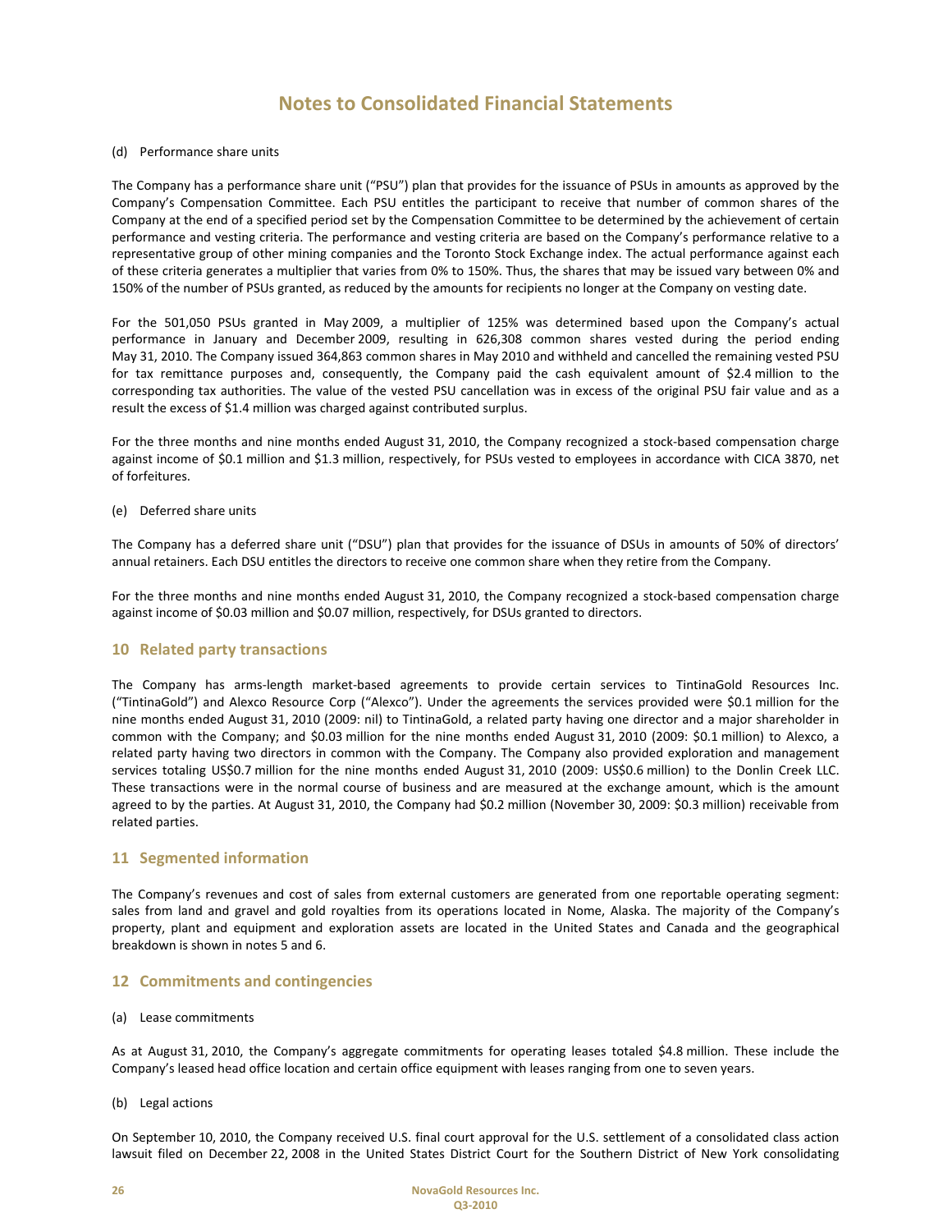# Notes to Consolidated Financial Statements

(d) Performance share units

The Company has a performance share unit ("PSU") plan that provides for the issuance of PSUs in amounts as approved by the Company's Compensation Committee. Each PSU entitles the participant to receive that number of common shares of the Company at the end of a specified period set by the Compensation Committee to be determined by the achievement of certain performance and vesting criteria. The performance and vesting criteria are based on the Company's performance relative to a representative group of other mining companies and the Toronto Stock Exchange index. The actual performance against each of these criteria generates a multiplier that varies from 0% to 150%. Thus, the shares that may be issued vary between 0% and 150% of the number of PSUs granted, as reduced by the amounts for recipients no longer at the Company on vesting date.

For the 501,050 PSUs granted in May 2009, a multiplier of 125% was determined based upon the Company's actual performance in January and December 2009, resulting in 626,308 common shares vested during the period ending May 31, 2010. The Company issued 364,863 common shares in May 2010 and withheld and cancelled the remaining vested PSU for tax remittance purposes and, consequently, the Company paid the cash equivalent amount of $2.4 million to the corresponding tax authorities. The value of the vested PSU cancellation was in excess of the original PSU fair value and as a result the excess of $1.4 million was charged against contributed surplus.

For the three months and nine months ended August 31, 2010, the Company recognized a stock-based compensation charge against income of $0.1 million and $1.3 million, respectively, for PSUs vested to employees in accordance with CICA 3870, net of forfeitures.

(e) Deferred share units

The Company has a deferred share unit ("DSU") plan that provides for the issuance of DSUs in amounts of 50% of directors' annual retainers. Each DSU entitles the directors to receive one common share when they retire from the Company.

For the three months and nine months ended August 31, 2010, the Company recognized a stock-based compensation charge against income of $0.03 million and $0.07 million, respectively, for DSUs granted to directors.

## 10 Related party transactions

The Company has arms-length market-based agreements to provide certain services to TintinaGold Resources Inc. ("TintinaGold") and Alexco Resource Corp ("Alexco"). Under the agreements the services provided were $0.1 million for the nine months ended August 31, 2010 (2009: nil) to TintinaGold, a related party having one director and a major shareholder in common with the Company; and $0.03 million for the nine months ended August 31, 2010 (2009: $0.1 million) to Alexco, a related party having two directors in common with the Company. The Company also provided exploration and management services totaling US$0.7 million for the nine months ended August 31, 2010 (2009: US$0.6 million) to the Donlin Creek LLC. These transactions were in the normal course of business and are measured at the exchange amount, which is the amount agreed to by the parties. At August 31, 2010, the Company had $0.2 million (November 30, 2009: $0.3 million) receivable from related parties.

## 11 Segmented information

The Company's revenues and cost of sales from external customers are generated from one reportable operating segment: sales from land and gravel and gold royalties from its operations located in Nome, Alaska. The majority of the Company's property, plant and equipment and exploration assets are located in the United States and Canada and the geographical breakdown is shown in notes 5 and 6.

## 12 Commitments and contingencies

(a) Lease commitments

As at August 31, 2010, the Company's aggregate commitments for operating leases totaled $4.8 million. These include the Company's leased head office location and certain office equipment with leases ranging from one to seven years.

(b) Legal actions

On September 10, 2010, the Company received U.S. final court approval for the U.S. settlement of a consolidated class action lawsuit filed on December 22, 2008 in the United States District Court for the Southern District of New York consolidating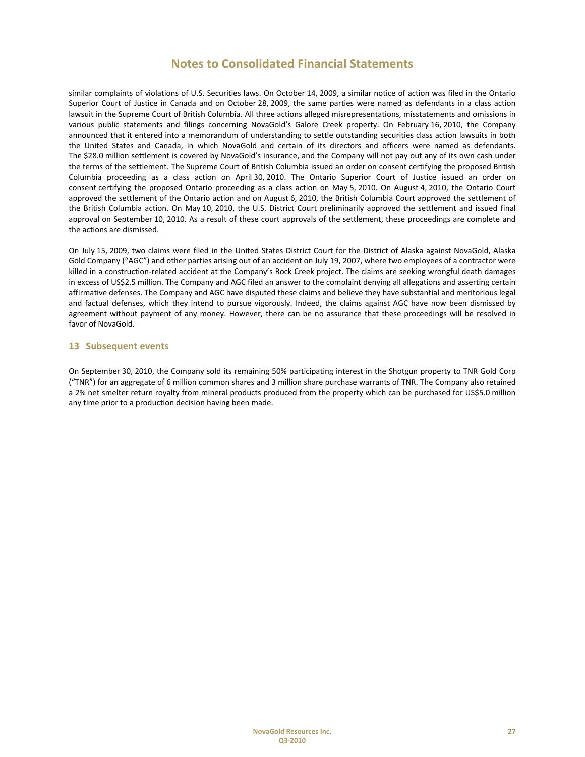similar complaints of violations of U.S. Securities laws. On October 14, 2009, a similar notice of action was filed in the Ontario Superior Court of Justice in Canada and on October 28, 2009, the same parties were named as defendants in a class action lawsuit in the Supreme Court of British Columbia. All three actions alleged misrepresentations, misstatements and omissions in various public statements and filings concerning NovaGold's Galore Creek property. On February 16, 2010, the Company announced that it entered into a memorandum of understanding to settle outstanding securities class action lawsuits in both the United States and Canada, in which NovaGold and certain of its directors and officers were named as defendants. The $28.0 million settlement is covered by NovaGold's insurance, and the Company will not pay out any of its own cash under the terms of the settlement. The Supreme Court of British Columbia issued an order on consent certifying the proposed British Columbia proceeding as a class action on April 30, 2010. The Ontario Superior Court of Justice issued an order on consent certifying the proposed Ontario proceeding as a class action on May 5, 2010. On August 4, 2010, the Ontario Court approved the settlement of the Ontario action and on August 6, 2010, the British Columbia Court approved the settlement of the British Columbia action. On May 10, 2010, the U.S. District Court preliminarily approved the settlement and issued final approval on September 10, 2010. As a result of these court approvals of the settlement, these proceedings are complete and the actions are dismissed.

On July 15, 2009, two claims were filed in the United States District Court for the District of Alaska against NovaGold, Alaska Gold Company ("AGC") and other parties arising out of an accident on July 19, 2007, where two employees of a contractor were killed in a construction-related accident at the Company's Rock Creek project. The claims are seeking wrongful death damages in excess of US$2.5 million. The Company and AGC filed an answer to the complaint denying all allegations and asserting certain affirmative defenses. The Company and AGC have disputed these claims and believe they have substantial and meritorious legal and factual defenses, which they intend to pursue vigorously. Indeed, the claims against AGC have now been dismissed by agreement without payment of any money. However, there can be no assurance that these proceedings will be resolved in favor of NovaGold.

## 13 Subsequent events

On September 30, 2010, the Company sold its remaining 50% participating interest in the Shotgun property to TNR Gold Corp ("TNR") for an aggregate of 6 million common shares and 3 million share purchase warrants of TNR. The Company also retained a 2% net smelter return royalty from mineral products produced from the property which can be purchased for US$5.0 million any time prior to a production decision having been made.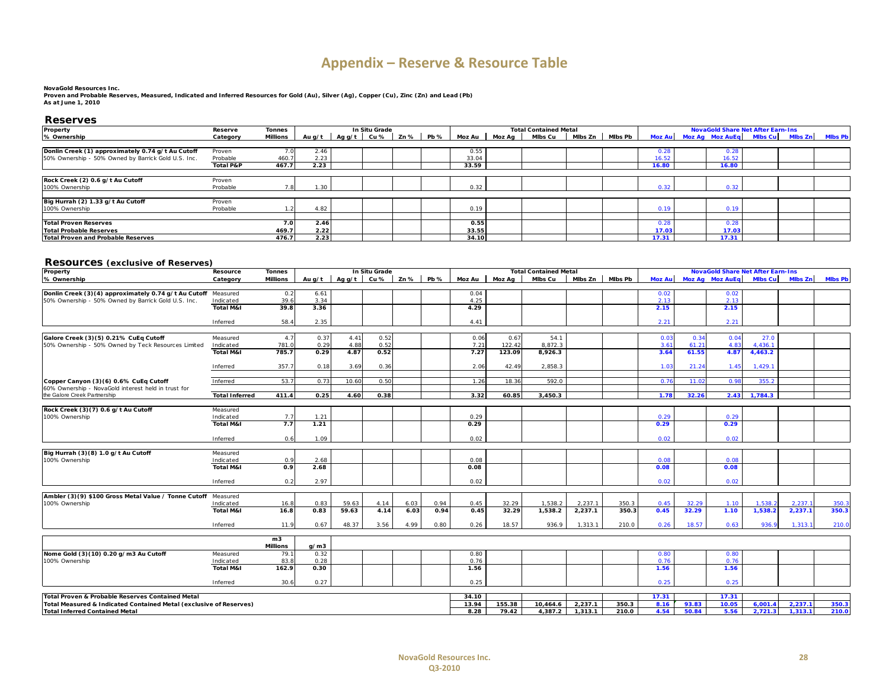# Appendix – Reserve & Resource Table

**NovaGold Resources Inc.**
**Proven and Probable Reserves, Measured, Indicated and Inferred Resources for Gold (Au), Silver (Ag), Copper (Cu), Zinc (Zn) and Lead (Pb)**
**As at June 1, 2010**

## Reserves

| Property / % Ownership | Reserve Category | Tonnes Millions | Au g/t | Ag g/t | Cu % | Zn % | Pb % | Moz Au | Moz Ag | Mlbs Cu | Mlbs Zn | Mlbs Pb | Moz Au | Moz Ag | Moz AuEq | Mlbs Cu | Mlbs Zn | Mlbs Pb |
|---|---|---|---|---|---|---|---|---|---|---|---|---|---|---|---|---|---|---|
| | | | In Situ Grade | | | | | Total Contained Metal | | | | | NovaGold Share Net After Earn-Ins | | | | | |
| **Donlin Creek (1) approximately 0.74 g/t Au Cutoff** | Proven | 7.0 | 2.46 | | | | | 0.55 | | | | | 0.28 | | 0.28 | | | |
| 50% Ownership - 50% Owned by Barrick Gold U.S. Inc. | Probable | 460.7 | 2.23 | | | | | 33.04 | | | | | 16.52 | | 16.52 | | | |
| | **Total P&P** | **467.7** | **2.23** | | | | | **33.59** | | | | | **16.80** | | **16.80** | | | |
| **Rock Creek (2) 0.6 g/t Au Cutoff** | Proven | | | | | | | | | | | | | | | | | |
| 100% Ownership | Probable | 7.8 | 1.30 | | | | | 0.32 | | | | | 0.32 | | 0.32 | | | |
| **Big Hurrah (2) 1.33 g/t Au Cutoff** | Proven | | | | | | | | | | | | | | | | | |
| 100% Ownership | Probable | 1.2 | 4.82 | | | | | 0.19 | | | | | 0.19 | | 0.19 | | | |
| **Total Proven Reserves** | | **7.0** | **2.46** | | | | | **0.55** | | | | | 0.28 | | 0.28 | | | |
| **Total Probable Reserves** | | **469.7** | **2.22** | | | | | **33.55** | | | | | **17.03** | | **17.03** | | | |
| **Total Proven and Probable Reserves** | | **476.7** | **2.23** | | | | | **34.10** | | | | | **17.31** | | **17.31** | | | |

## Resources (exclusive of Reserves)

| Property / % Ownership | Resource Category | Tonnes Millions | Au g/t | Ag g/t | Cu % | Zn % | Pb % | Moz Au | Moz Ag | Mlbs Cu | Mlbs Zn | Mlbs Pb | Moz Au | Moz Ag | Moz AuEq | Mlbs Cu | Mlbs Zn | Mlbs Pb |
|---|---|---|---|---|---|---|---|---|---|---|---|---|---|---|---|---|---|---|
| | | | In Situ Grade | | | | | Total Contained Metal | | | | | NovaGold Share Net After Earn-Ins | | | | | |
| **Donlin Creek (3)(4) approximately 0.74 g/t Au Cutoff** | Measured | 0.2 | 6.61 | | | | | 0.04 | | | | | 0.02 | | 0.02 | | | |
| 50% Ownership - 50% Owned by Barrick Gold U.S. Inc. | Indicated | 39.6 | 3.34 | | | | | 4.25 | | | | | 2.13 | | 2.13 | | | |
| | **Total M&I** | **39.8** | **3.36** | | | | | **4.29** | | | | | **2.15** | | **2.15** | | | |
| | Inferred | 58.4 | 2.35 | | | | | 4.41 | | | | | 2.21 | | 2.21 | | | |
| **Galore Creek (3)(5) 0.21% CuEq Cutoff** | Measured | 4.7 | 0.37 | 4.41 | 0.52 | | | 0.06 | 0.67 | 54.1 | | | 0.03 | 0.34 | 0.04 | 27.0 | | |
| 50% Ownership - 50% Owned by Teck Resources Limited | Indicated | 781.0 | 0.29 | 4.88 | 0.52 | | | 7.21 | 122.42 | 8,872.3 | | | 3.61 | 61.21 | 4.83 | 4,436.1 | | |
| | **Total M&I** | **785.7** | **0.29** | **4.87** | **0.52** | | | **7.27** | **123.09** | **8,926.3** | | | **3.64** | **61.55** | **4.87** | **4,463.2** | | |
| | Inferred | 357.7 | 0.18 | 3.69 | 0.36 | | | 2.06 | 42.49 | 2,858.3 | | | 1.03 | 21.24 | 1.45 | 1,429.1 | | |
| **Copper Canyon (3)(6) 0.6% CuEq Cutoff** | Inferred | 53.7 | 0.73 | 10.60 | 0.50 | | | 1.26 | 18.36 | 592.0 | | | 0.76 | 11.02 | 0.98 | 355.2 | | |
| 60% Ownership - NovaGold interest held in trust for the Galore Creek Partnership | **Total Inferred** | **411.4** | **0.25** | **4.60** | **0.38** | | | **3.32** | **60.85** | **3,450.3** | | | **1.78** | **32.26** | **2.43** | **1,784.3** | | |
| **Rock Creek (3)(7) 0.6 g/t Au Cutoff** | Measured | | | | | | | | | | | | | | | | | |
| 100% Ownership | Indicated | 7.7 | 1.21 | | | | | 0.29 | | | | | 0.29 | | 0.29 | | | |
| | **Total M&I** | **7.7** | **1.21** | | | | | **0.29** | | | | | **0.29** | | **0.29** | | | |
| | Inferred | 0.6 | 1.09 | | | | | 0.02 | | | | | 0.02 | | 0.02 | | | |
| **Big Hurrah (3)(8) 1.0 g/t Au Cutoff** | Measured | | | | | | | | | | | | | | | | | |
| 100% Ownership | Indicated | 0.9 | 2.68 | | | | | 0.08 | | | | | 0.08 | | 0.08 | | | |
| | **Total M&I** | **0.9** | **2.68** | | | | | **0.08** | | | | | **0.08** | | **0.08** | | | |
| | Inferred | 0.2 | 2.97 | | | | | 0.02 | | | | | 0.02 | | 0.02 | | | |
| **Ambler (3)(9) $100 Gross Metal Value / Tonne Cutoff** | Measured | | | | | | | | | | | | | | | | | |
| 100% Ownership | Indicated | 16.8 | 0.83 | 59.63 | 4.14 | 6.03 | 0.94 | 0.45 | 32.29 | 1,538.2 | 2,237.1 | 350.3 | 0.45 | 32.29 | 1.10 | 1,538.2 | 2,237.1 | 350.3 |
| | **Total M&I** | **16.8** | **0.83** | **59.63** | **4.14** | **6.03** | **0.94** | **0.45** | **32.29** | **1,538.2** | **2,237.1** | **350.3** | **0.45** | **32.29** | **1.10** | **1,538.2** | **2,237.1** | **350.3** |
| | Inferred | 11.9 | 0.67 | 48.37 | 3.56 | 4.99 | 0.80 | 0.26 | 18.57 | 936.9 | 1,313.1 | 210.0 | 0.26 | 18.57 | 0.63 | 936.9 | 1,313.1 | 210.0 |
| | | m3 Millions | g/m3 | | | | | | | | | | | | | | | |
| **Nome Gold (3)(10) 0.20 g/m3 Au Cutoff** | Measured | 79.1 | 0.32 | | | | | 0.80 | | | | | 0.80 | | 0.80 | | | |
| 100% Ownership | Indicated | 83.8 | 0.28 | | | | | 0.76 | | | | | 0.76 | | 0.76 | | | |
| | **Total M&I** | **162.9** | **0.30** | | | | | **1.56** | | | | | **1.56** | | **1.56** | | | |
| | Inferred | 30.6 | 0.27 | | | | | 0.25 | | | | | 0.25 | | 0.25 | | | |
| **Total Proven & Probable Reserves Contained Metal** | | | | | | | | **34.10** | | | | | **17.31** | | **17.31** | | | |
| **Total Measured & Indicated Contained Metal (exclusive of Reserves)** | | | | | | | | **13.94** | **155.38** | **10,464.6** | **2,237.1** | **350.3** | **8.16** | **93.83** | **10.05** | **6,001.4** | **2,237.1** | **350.3** |
| **Total Inferred Contained Metal** | | | | | | | | **8.28** | **79.42** | **4,387.2** | **1,313.1** | **210.0** | **4.54** | **50.84** | **5.56** | **2,721.3** | **1,313.1** | **210.0** |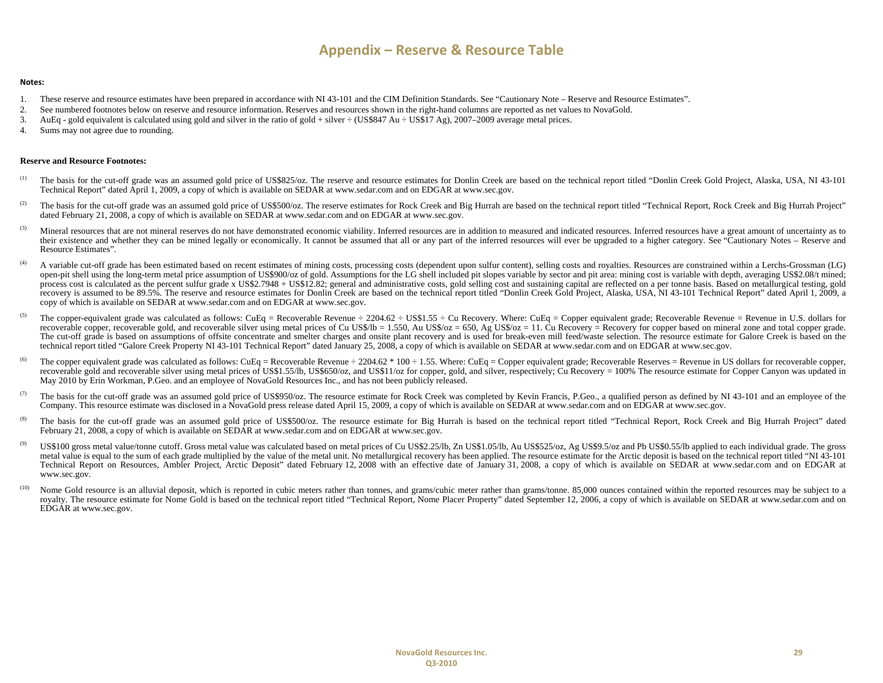# Appendix – Reserve & Resource Table

**Notes:**

1. These reserve and resource estimates have been prepared in accordance with NI 43-101 and the CIM Definition Standards. See "Cautionary Note – Reserve and Resource Estimates".
2. See numbered footnotes below on reserve and resource information. Reserves and resources shown in the right-hand columns are reported as net values to NovaGold.
3. AuEq - gold equivalent is calculated using gold and silver in the ratio of gold + silver ÷ (US$847 Au ÷ US$17 Ag), 2007–2009 average metal prices.
4. Sums may not agree due to rounding.

**Reserve and Resource Footnotes:**

(1) The basis for the cut-off grade was an assumed gold price of US$825/oz. The reserve and resource estimates for Donlin Creek are based on the technical report titled "Donlin Creek Gold Project, Alaska, USA, NI 43-101 Technical Report" dated April 1, 2009, a copy of which is available on SEDAR at www.sedar.com and on EDGAR at www.sec.gov.

(2) The basis for the cut-off grade was an assumed gold price of US$500/oz. The reserve estimates for Rock Creek and Big Hurrah are based on the technical report titled "Technical Report, Rock Creek and Big Hurrah Project" dated February 21, 2008, a copy of which is available on SEDAR at www.sedar.com and on EDGAR at www.sec.gov.

(3) Mineral resources that are not mineral reserves do not have demonstrated economic viability. Inferred resources are in addition to measured and indicated resources. Inferred resources have a great amount of uncertainty as to their existence and whether they can be mined legally or economically. It cannot be assumed that all or any part of the inferred resources will ever be upgraded to a higher category. See "Cautionary Notes – Reserve and Resource Estimates".

(4) A variable cut-off grade has been estimated based on recent estimates of mining costs, processing costs (dependent upon sulfur content), selling costs and royalties. Resources are constrained within a Lerchs-Grossman (LG) open-pit shell using the long-term metal price assumption of US$900/oz of gold. Assumptions for the LG shell included pit slopes variable by sector and pit area: mining cost is variable with depth, averaging US$2.08/t mined; process cost is calculated as the percent sulfur grade x US$2.7948 + US$12.82; general and administrative costs, gold selling cost and sustaining capital are reflected on a per tonne basis. Based on metallurgical testing, gold recovery is assumed to be 89.5%. The reserve and resource estimates for Donlin Creek are based on the technical report titled "Donlin Creek Gold Project, Alaska, USA, NI 43-101 Technical Report" dated April 1, 2009, a copy of which is available on SEDAR at www.sedar.com and on EDGAR at www.sec.gov.

(5) The copper-equivalent grade was calculated as follows: CuEq = Recoverable Revenue ÷ 2204.62 ÷ US$1.55 ÷ Cu Recovery. Where: CuEq = Copper equivalent grade; Recoverable Revenue = Revenue in U.S. dollars for recoverable copper, recoverable gold, and recoverable silver using metal prices of Cu US$/lb = 1.550, Au US$/oz = 650, Ag US$/oz = 11. Cu Recovery = Recovery for copper based on mineral zone and total copper grade. The cut-off grade is based on assumptions of offsite concentrate and smelter charges and onsite plant recovery and is used for break-even mill feed/waste selection. The resource estimate for Galore Creek is based on the technical report titled "Galore Creek Property NI 43-101 Technical Report" dated January 25, 2008, a copy of which is available on SEDAR at www.sedar.com and on EDGAR at www.sec.gov.

(6) The copper equivalent grade was calculated as follows: CuEq = Recoverable Revenue ÷ 2204.62 * 100 ÷ 1.55. Where: CuEq = Copper equivalent grade; Recoverable Reserves = Revenue in US dollars for recoverable copper, recoverable gold and recoverable silver using metal prices of US$1.55/lb, US$650/oz, and US$11/oz for copper, gold, and silver, respectively; Cu Recovery = 100% The resource estimate for Copper Canyon was updated in May 2010 by Erin Workman, P.Geo. and an employee of NovaGold Resources Inc., and has not been publicly released.

(7) The basis for the cut-off grade was an assumed gold price of US$950/oz. The resource estimate for Rock Creek was completed by Kevin Francis, P.Geo., a qualified person as defined by NI 43-101 and an employee of the Company. This resource estimate was disclosed in a NovaGold press release dated April 15, 2009, a copy of which is available on SEDAR at www.sedar.com and on EDGAR at www.sec.gov.

(8) The basis for the cut-off grade was an assumed gold price of US$500/oz. The resource estimate for Big Hurrah is based on the technical report titled "Technical Report, Rock Creek and Big Hurrah Project" dated February 21, 2008, a copy of which is available on SEDAR at www.sedar.com and on EDGAR at www.sec.gov.

(9) US$100 gross metal value/tonne cutoff. Gross metal value was calculated based on metal prices of Cu US$2.25/lb, Zn US$1.05/lb, Au US$525/oz, Ag US$9.5/oz and Pb US$0.55/lb applied to each individual grade. The gross metal value is equal to the sum of each grade multiplied by the value of the metal unit. No metallurgical recovery has been applied. The resource estimate for the Arctic deposit is based on the technical report titled "NI 43-101 Technical Report on Resources, Ambler Project, Arctic Deposit" dated February 12, 2008 with an effective date of January 31, 2008, a copy of which is available on SEDAR at www.sedar.com and on EDGAR at www.sec.gov.

(10) Nome Gold resource is an alluvial deposit, which is reported in cubic meters rather than tonnes, and grams/cubic meter rather than grams/tonne. 85,000 ounces contained within the reported resources may be subject to a royalty. The resource estimate for Nome Gold is based on the technical report titled "Technical Report, Nome Placer Property" dated September 12, 2006, a copy of which is available on SEDAR at www.sedar.com and on EDGAR at www.sec.gov.